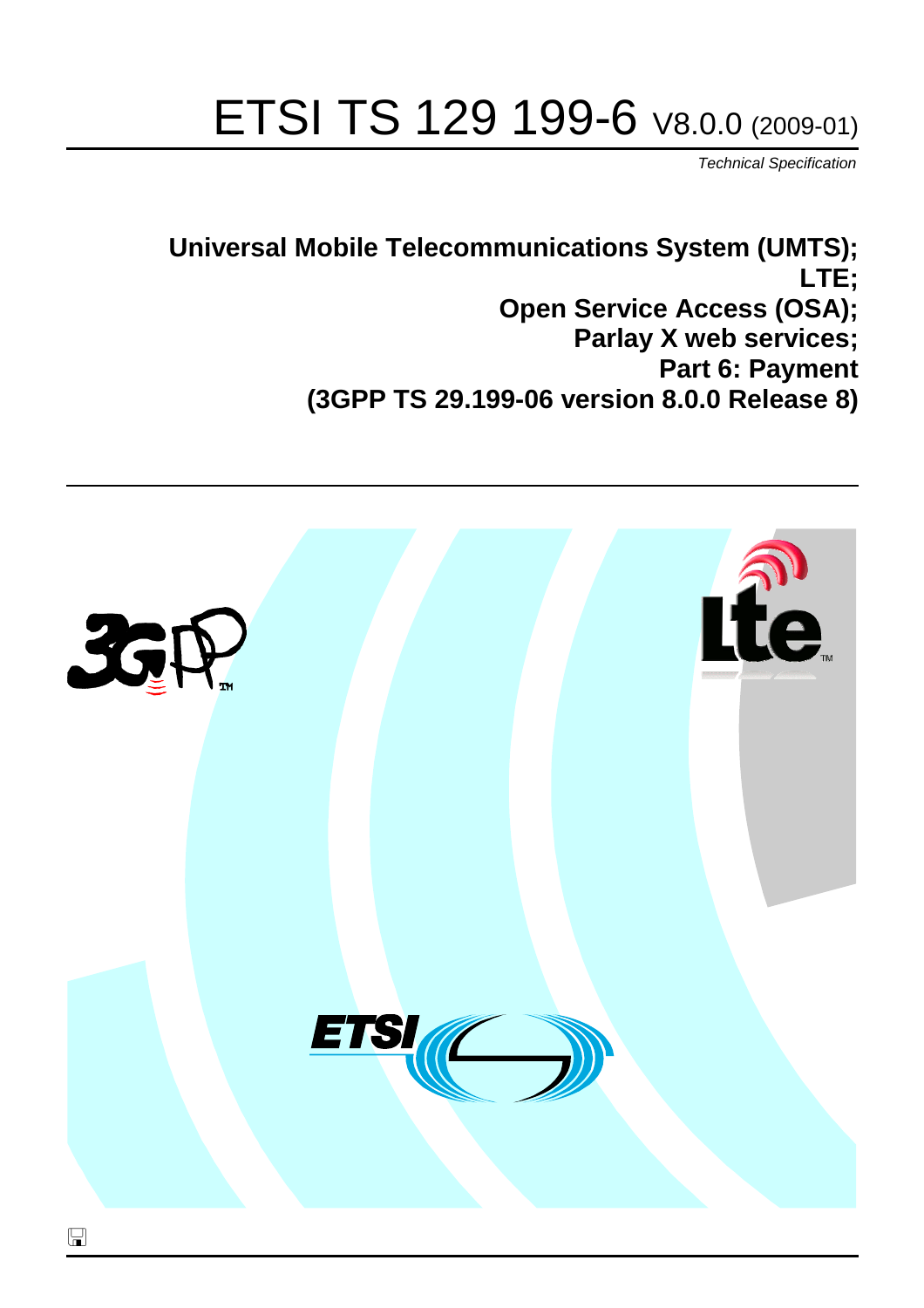# ETSI TS 129 199-6 V8.0.0 (2009-01)

*Technical Specification*

**Universal Mobile Telecommunications System (UMTS);**
**LTE;**
**Open Service Access (OSA);**
**Parlay X web services;**
**Part 6: Payment**
**(3GPP TS 29.199-06 version 8.0.0 Release 8)**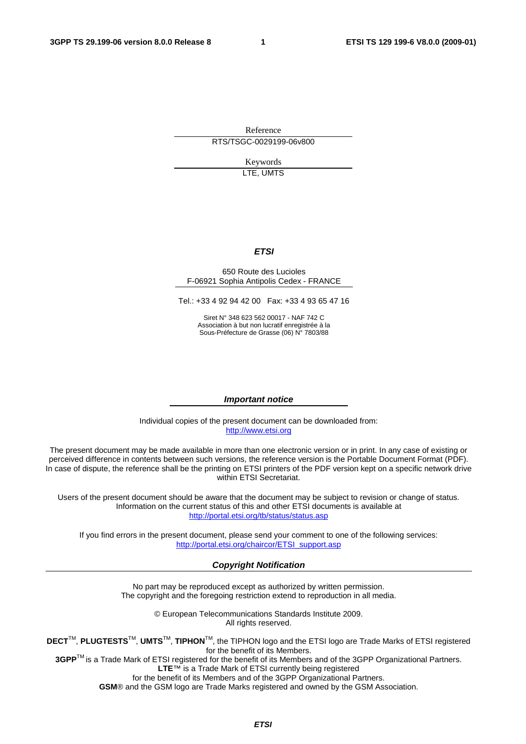Reference

RTS/TSGC-0029199-06v800

Keywords

LTE, UMTS

***ETSI***

650 Route des Lucioles
F-06921 Sophia Antipolis Cedex - FRANCE

Tel.: +33 4 92 94 42 00 Fax: +33 4 93 65 47 16

Siret N° 348 623 562 00017 - NAF 742 C
Association à but non lucratif enregistrée à la
Sous-Préfecture de Grasse (06) N° 7803/88

***Important notice***

Individual copies of the present document can be downloaded from:
http://www.etsi.org

The present document may be made available in more than one electronic version or in print. In any case of existing or perceived difference in contents between such versions, the reference version is the Portable Document Format (PDF). In case of dispute, the reference shall be the printing on ETSI printers of the PDF version kept on a specific network drive within ETSI Secretariat.

Users of the present document should be aware that the document may be subject to revision or change of status. Information on the current status of this and other ETSI documents is available at
http://portal.etsi.org/tb/status/status.asp

If you find errors in the present document, please send your comment to one of the following services:
http://portal.etsi.org/chaircor/ETSI_support.asp

***Copyright Notification***

No part may be reproduced except as authorized by written permission.
The copyright and the foregoing restriction extend to reproduction in all media.

© European Telecommunications Standards Institute 2009.
All rights reserved.

**DECT**TM, **PLUGTESTS**TM, **UMTS**TM, **TIPHON**TM, the TIPHON logo and the ETSI logo are Trade Marks of ETSI registered for the benefit of its Members.
**3GPP**TM is a Trade Mark of ETSI registered for the benefit of its Members and of the 3GPP Organizational Partners.
**LTE**™ is a Trade Mark of ETSI currently being registered
for the benefit of its Members and of the 3GPP Organizational Partners.
**GSM**® and the GSM logo are Trade Marks registered and owned by the GSM Association.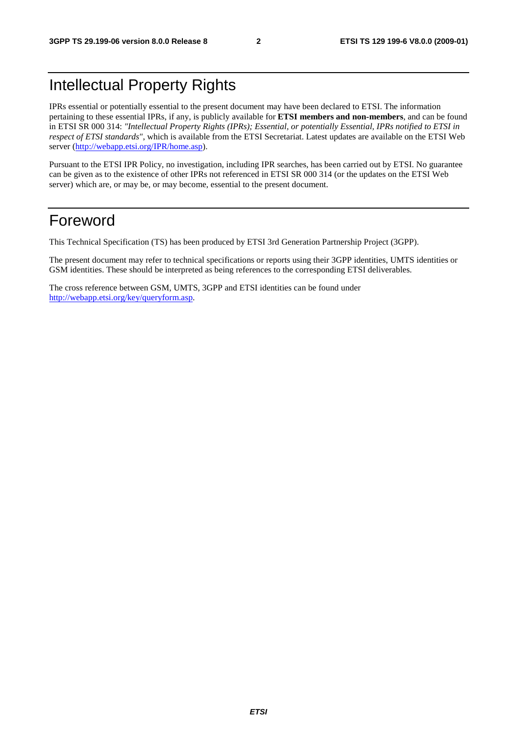# Intellectual Property Rights

IPRs essential or potentially essential to the present document may have been declared to ETSI. The information pertaining to these essential IPRs, if any, is publicly available for **ETSI members and non-members**, and can be found in ETSI SR 000 314: *"Intellectual Property Rights (IPRs); Essential, or potentially Essential, IPRs notified to ETSI in respect of ETSI standards"*, which is available from the ETSI Secretariat. Latest updates are available on the ETSI Web server (http://webapp.etsi.org/IPR/home.asp).

Pursuant to the ETSI IPR Policy, no investigation, including IPR searches, has been carried out by ETSI. No guarantee can be given as to the existence of other IPRs not referenced in ETSI SR 000 314 (or the updates on the ETSI Web server) which are, or may be, or may become, essential to the present document.

# Foreword

This Technical Specification (TS) has been produced by ETSI 3rd Generation Partnership Project (3GPP).

The present document may refer to technical specifications or reports using their 3GPP identities, UMTS identities or GSM identities. These should be interpreted as being references to the corresponding ETSI deliverables.

The cross reference between GSM, UMTS, 3GPP and ETSI identities can be found under http://webapp.etsi.org/key/queryform.asp.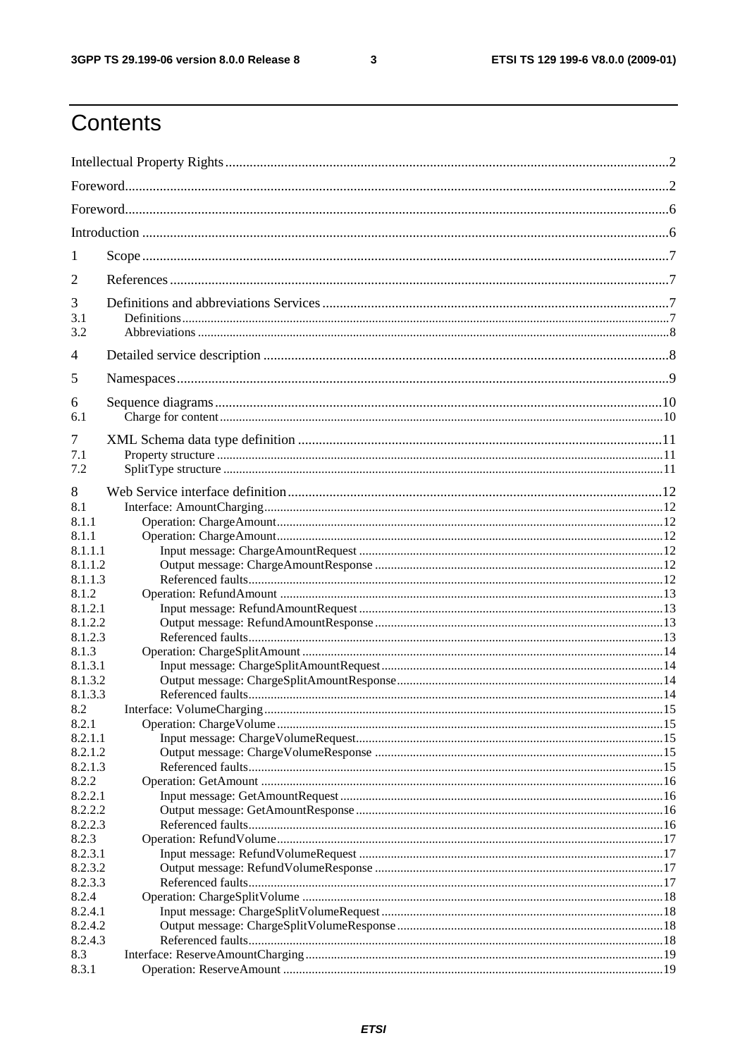# Contents

Intellectual Property Rights ....................................................................................................................2

Foreword.....................................................................................................................................................2

Foreword.....................................................................................................................................................6

Introduction ...............................................................................................................................................6

1 Scope .......................................................................................................................................................7

2 References ...............................................................................................................................................7

3 Definitions and abbreviations Services ...................................................................................................7
3.1 Definitions.............................................................................................................................................7
3.2 Abbreviations ........................................................................................................................................8

4 Detailed service description ....................................................................................................................8

5 Namespaces.............................................................................................................................................9

6 Sequence diagrams ................................................................................................................................10
6.1 Charge for content................................................................................................................................10

7 XML Schema data type definition .........................................................................................................11
7.1 Property structure .................................................................................................................................11
7.2 SplitType structure ...............................................................................................................................11

8 Web Service interface definition...........................................................................................................12
8.1 Interface: AmountCharging..................................................................................................................12
8.1.1 Operation: ChargeAmount.................................................................................................................12
8.1.1 Operation: ChargeAmount.................................................................................................................12
8.1.1.1 Input message: ChargeAmountRequest .........................................................................................12
8.1.1.2 Output message: ChargeAmountResponse ....................................................................................12
8.1.1.3 Referenced faults...........................................................................................................................12
8.1.2 Operation: RefundAmount ................................................................................................................13
8.1.2.1 Input message: RefundAmountRequest .........................................................................................13
8.1.2.2 Output message: RefundAmountResponse ....................................................................................13
8.1.2.3 Referenced faults...........................................................................................................................13
8.1.3 Operation: ChargeSplitAmount .........................................................................................................14
8.1.3.1 Input message: ChargeSplitAmountRequest ..................................................................................14
8.1.3.2 Output message: ChargeSplitAmountResponse .............................................................................14
8.1.3.3 Referenced faults...........................................................................................................................14
8.2 Interface: VolumeCharging ..................................................................................................................15
8.2.1 Operation: ChargeVolume .................................................................................................................15
8.2.1.1 Input message: ChargeVolumeRequest..........................................................................................15
8.2.1.2 Output message: ChargeVolumeResponse .....................................................................................15
8.2.1.3 Referenced faults...........................................................................................................................15
8.2.2 Operation: GetAmount ......................................................................................................................16
8.2.2.1 Input message: GetAmountRequest ...............................................................................................16
8.2.2.2 Output message: GetAmountResponse ..........................................................................................16
8.2.2.3 Referenced faults...........................................................................................................................16
8.2.3 Operation: RefundVolume .................................................................................................................17
8.2.3.1 Input message: RefundVolumeRequest ..........................................................................................17
8.2.3.2 Output message: RefundVolumeResponse .....................................................................................17
8.2.3.3 Referenced faults...........................................................................................................................17
8.2.4 Operation: ChargeSplitVolume ..........................................................................................................18
8.2.4.1 Input message: ChargeSplitVolumeRequest ...................................................................................18
8.2.4.2 Output message: ChargeSplitVolumeResponse ..............................................................................18
8.2.4.3 Referenced faults...........................................................................................................................18
8.3 Interface: ReserveAmountCharging .....................................................................................................19
8.3.1 Operation: ReserveAmount ................................................................................................................19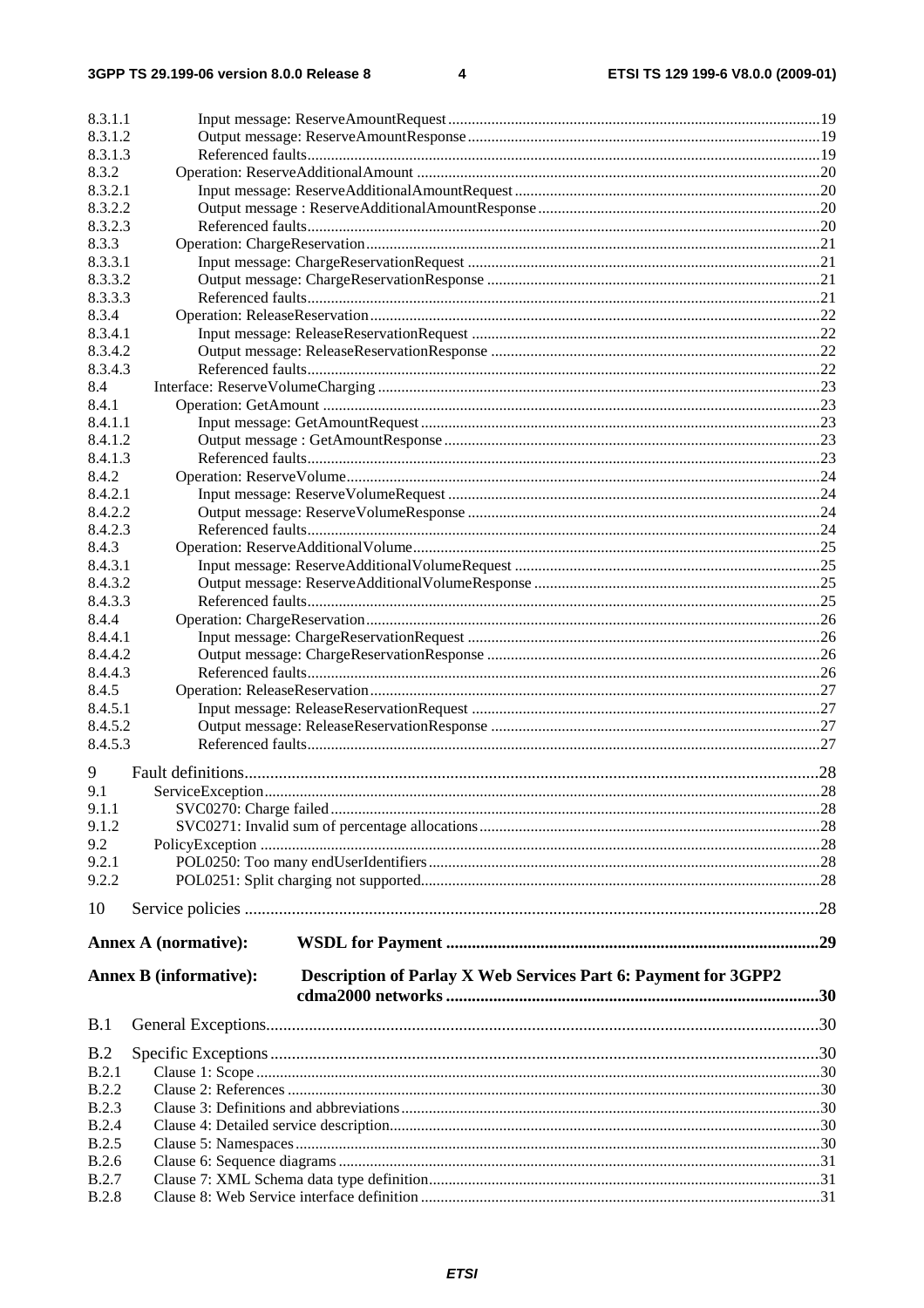8.3.1.1 Input message: ReserveAmountRequest ..... 19
8.3.1.2 Output message: ReserveAmountResponse ..... 19
8.3.1.3 Referenced faults ..... 19
8.3.2 Operation: ReserveAdditionalAmount ..... 20
8.3.2.1 Input message: ReserveAdditionalAmountRequest ..... 20
8.3.2.2 Output message : ReserveAdditionalAmountResponse ..... 20
8.3.2.3 Referenced faults ..... 20
8.3.3 Operation: ChargeReservation ..... 21
8.3.3.1 Input message: ChargeReservationRequest ..... 21
8.3.3.2 Output message: ChargeReservationResponse ..... 21
8.3.3.3 Referenced faults ..... 21
8.3.4 Operation: ReleaseReservation ..... 22
8.3.4.1 Input message: ReleaseReservationRequest ..... 22
8.3.4.2 Output message: ReleaseReservationResponse ..... 22
8.3.4.3 Referenced faults ..... 22
8.4 Interface: ReserveVolumeCharging ..... 23
8.4.1 Operation: GetAmount ..... 23
8.4.1.1 Input message: GetAmountRequest ..... 23
8.4.1.2 Output message : GetAmountResponse ..... 23
8.4.1.3 Referenced faults ..... 23
8.4.2 Operation: ReserveVolume ..... 24
8.4.2.1 Input message: ReserveVolumeRequest ..... 24
8.4.2.2 Output message: ReserveVolumeResponse ..... 24
8.4.2.3 Referenced faults ..... 24
8.4.3 Operation: ReserveAdditionalVolume ..... 25
8.4.3.1 Input message: ReserveAdditionalVolumeRequest ..... 25
8.4.3.2 Output message: ReserveAdditionalVolumeResponse ..... 25
8.4.3.3 Referenced faults ..... 25
8.4.4 Operation: ChargeReservation ..... 26
8.4.4.1 Input message: ChargeReservationRequest ..... 26
8.4.4.2 Output message: ChargeReservationResponse ..... 26
8.4.4.3 Referenced faults ..... 26
8.4.5 Operation: ReleaseReservation ..... 27
8.4.5.1 Input message: ReleaseReservationRequest ..... 27
8.4.5.2 Output message: ReleaseReservationResponse ..... 27
8.4.5.3 Referenced faults ..... 27

9 Fault definitions ..... 28
9.1 ServiceException ..... 28
9.1.1 SVC0270: Charge failed ..... 28
9.1.2 SVC0271: Invalid sum of percentage allocations ..... 28
9.2 PolicyException ..... 28
9.2.1 POL0250: Too many endUserIdentifiers ..... 28
9.2.2 POL0251: Split charging not supported ..... 28

10 Service policies ..... 28

**Annex A (normative): WSDL for Payment ..... 29**

**Annex B (informative): Description of Parlay X Web Services Part 6: Payment for 3GPP2 cdma2000 networks ..... 30**

B.1 General Exceptions ..... 30

B.2 Specific Exceptions ..... 30
B.2.1 Clause 1: Scope ..... 30
B.2.2 Clause 2: References ..... 30
B.2.3 Clause 3: Definitions and abbreviations ..... 30
B.2.4 Clause 4: Detailed service description ..... 30
B.2.5 Clause 5: Namespaces ..... 30
B.2.6 Clause 6: Sequence diagrams ..... 31
B.2.7 Clause 7: XML Schema data type definition ..... 31
B.2.8 Clause 8: Web Service interface definition ..... 31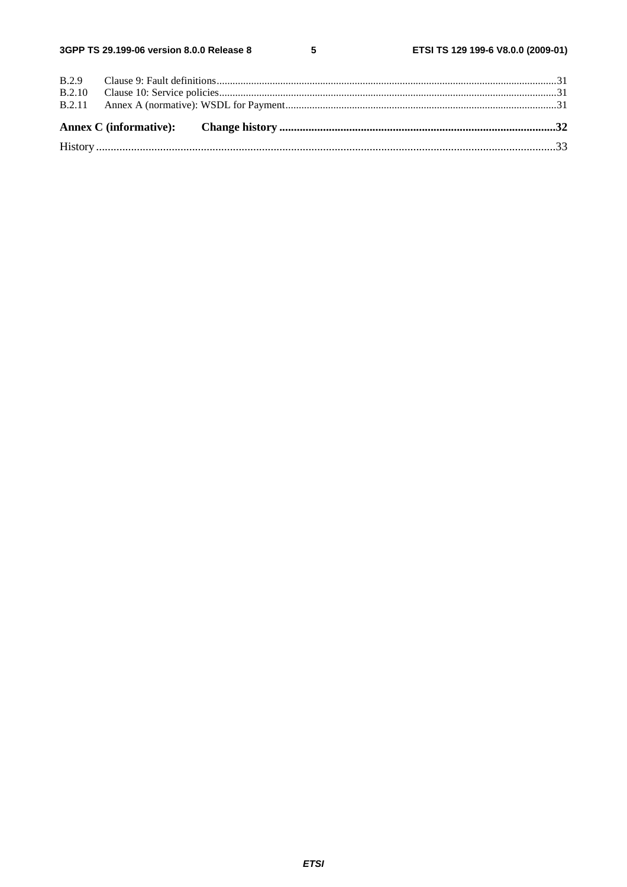B.2.9 Clause 9: Fault definitions ........................................................................................................................31
B.2.10 Clause 10: Service policies........................................................................................................................31
B.2.11 Annex A (normative): WSDL for Payment...............................................................................................31

**Annex C (informative): Change history ..............................................................................................32**

History ..............................................................................................................................................................33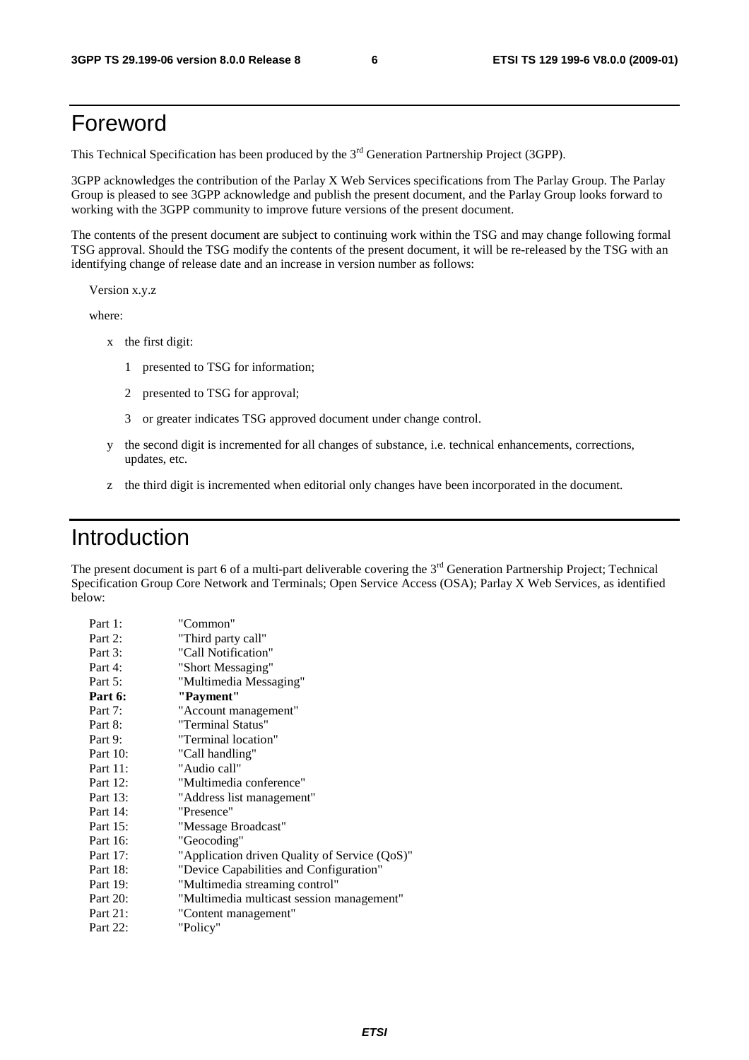# Foreword

This Technical Specification has been produced by the 3rd Generation Partnership Project (3GPP).

3GPP acknowledges the contribution of the Parlay X Web Services specifications from The Parlay Group. The Parlay Group is pleased to see 3GPP acknowledge and publish the present document, and the Parlay Group looks forward to working with the 3GPP community to improve future versions of the present document.

The contents of the present document are subject to continuing work within the TSG and may change following formal TSG approval. Should the TSG modify the contents of the present document, it will be re-released by the TSG with an identifying change of release date and an increase in version number as follows:

Version x.y.z

where:

- x the first digit:
  - 1 presented to TSG for information;
  - 2 presented to TSG for approval;
  - 3 or greater indicates TSG approved document under change control.
- y the second digit is incremented for all changes of substance, i.e. technical enhancements, corrections, updates, etc.
- z the third digit is incremented when editorial only changes have been incorporated in the document.

# Introduction

The present document is part 6 of a multi-part deliverable covering the 3rd Generation Partnership Project; Technical Specification Group Core Network and Terminals; Open Service Access (OSA); Parlay X Web Services, as identified below:

| | |
|---|---|
| Part 1: | "Common" |
| Part 2: | "Third party call" |
| Part 3: | "Call Notification" |
| Part 4: | "Short Messaging" |
| Part 5: | "Multimedia Messaging" |
| **Part 6:** | **"Payment"** |
| Part 7: | "Account management" |
| Part 8: | "Terminal Status" |
| Part 9: | "Terminal location" |
| Part 10: | "Call handling" |
| Part 11: | "Audio call" |
| Part 12: | "Multimedia conference" |
| Part 13: | "Address list management" |
| Part 14: | "Presence" |
| Part 15: | "Message Broadcast" |
| Part 16: | "Geocoding" |
| Part 17: | "Application driven Quality of Service (QoS)" |
| Part 18: | "Device Capabilities and Configuration" |
| Part 19: | "Multimedia streaming control" |
| Part 20: | "Multimedia multicast session management" |
| Part 21: | "Content management" |
| Part 22: | "Policy" |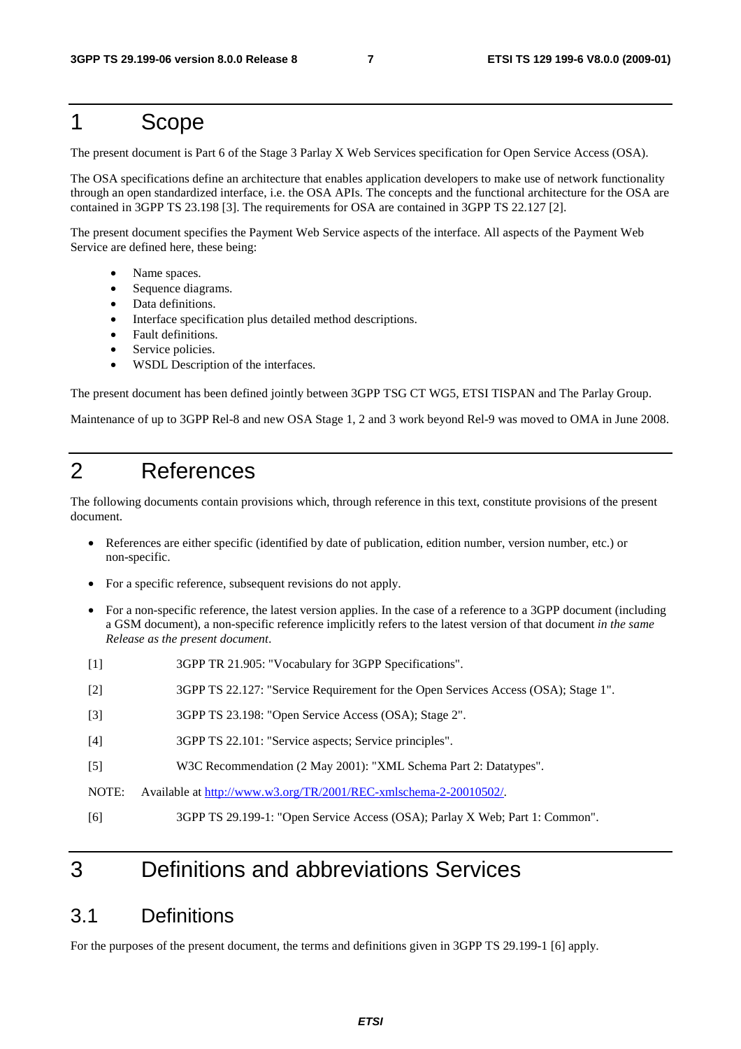# 1 Scope

The present document is Part 6 of the Stage 3 Parlay X Web Services specification for Open Service Access (OSA).

The OSA specifications define an architecture that enables application developers to make use of network functionality through an open standardized interface, i.e. the OSA APIs. The concepts and the functional architecture for the OSA are contained in 3GPP TS 23.198 [3]. The requirements for OSA are contained in 3GPP TS 22.127 [2].

The present document specifies the Payment Web Service aspects of the interface. All aspects of the Payment Web Service are defined here, these being:

- Name spaces.
- Sequence diagrams.
- Data definitions.
- Interface specification plus detailed method descriptions.
- Fault definitions.
- Service policies.
- WSDL Description of the interfaces.

The present document has been defined jointly between 3GPP TSG CT WG5, ETSI TISPAN and The Parlay Group.

Maintenance of up to 3GPP Rel-8 and new OSA Stage 1, 2 and 3 work beyond Rel-9 was moved to OMA in June 2008.

# 2 References

The following documents contain provisions which, through reference in this text, constitute provisions of the present document.

- References are either specific (identified by date of publication, edition number, version number, etc.) or non-specific.
- For a specific reference, subsequent revisions do not apply.
- For a non-specific reference, the latest version applies. In the case of a reference to a 3GPP document (including a GSM document), a non-specific reference implicitly refers to the latest version of that document *in the same Release as the present document*.

[1] 3GPP TR 21.905: "Vocabulary for 3GPP Specifications".

[2] 3GPP TS 22.127: "Service Requirement for the Open Services Access (OSA); Stage 1".

[3] 3GPP TS 23.198: "Open Service Access (OSA); Stage 2".

[4] 3GPP TS 22.101: "Service aspects; Service principles".

[5] W3C Recommendation (2 May 2001): "XML Schema Part 2: Datatypes".

NOTE: Available at http://www.w3.org/TR/2001/REC-xmlschema-2-20010502/.

[6] 3GPP TS 29.199-1: "Open Service Access (OSA); Parlay X Web; Part 1: Common".

# 3 Definitions and abbreviations Services

## 3.1 Definitions

For the purposes of the present document, the terms and definitions given in 3GPP TS 29.199-1 [6] apply.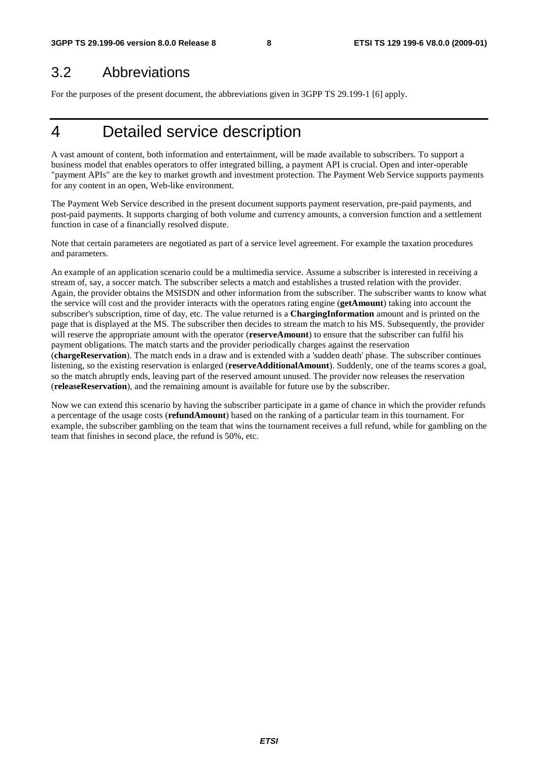## 3.2 Abbreviations

For the purposes of the present document, the abbreviations given in 3GPP TS 29.199-1 [6] apply.

# 4 Detailed service description

A vast amount of content, both information and entertainment, will be made available to subscribers. To support a business model that enables operators to offer integrated billing, a payment API is crucial. Open and inter-operable "payment APIs" are the key to market growth and investment protection. The Payment Web Service supports payments for any content in an open, Web-like environment.

The Payment Web Service described in the present document supports payment reservation, pre-paid payments, and post-paid payments. It supports charging of both volume and currency amounts, a conversion function and a settlement function in case of a financially resolved dispute.

Note that certain parameters are negotiated as part of a service level agreement. For example the taxation procedures and parameters.

An example of an application scenario could be a multimedia service. Assume a subscriber is interested in receiving a stream of, say, a soccer match. The subscriber selects a match and establishes a trusted relation with the provider. Again, the provider obtains the MSISDN and other information from the subscriber. The subscriber wants to know what the service will cost and the provider interacts with the operators rating engine (**getAmount**) taking into account the subscriber's subscription, time of day, etc. The value returned is a **ChargingInformation** amount and is printed on the page that is displayed at the MS. The subscriber then decides to stream the match to his MS. Subsequently, the provider will reserve the appropriate amount with the operator (**reserveAmount**) to ensure that the subscriber can fulfil his payment obligations. The match starts and the provider periodically charges against the reservation (**chargeReservation**). The match ends in a draw and is extended with a 'sudden death' phase. The subscriber continues listening, so the existing reservation is enlarged (**reserveAdditionalAmount**). Suddenly, one of the teams scores a goal, so the match abruptly ends, leaving part of the reserved amount unused. The provider now releases the reservation (**releaseReservation**), and the remaining amount is available for future use by the subscriber.

Now we can extend this scenario by having the subscriber participate in a game of chance in which the provider refunds a percentage of the usage costs (**refundAmount**) based on the ranking of a particular team in this tournament. For example, the subscriber gambling on the team that wins the tournament receives a full refund, while for gambling on the team that finishes in second place, the refund is 50%, etc.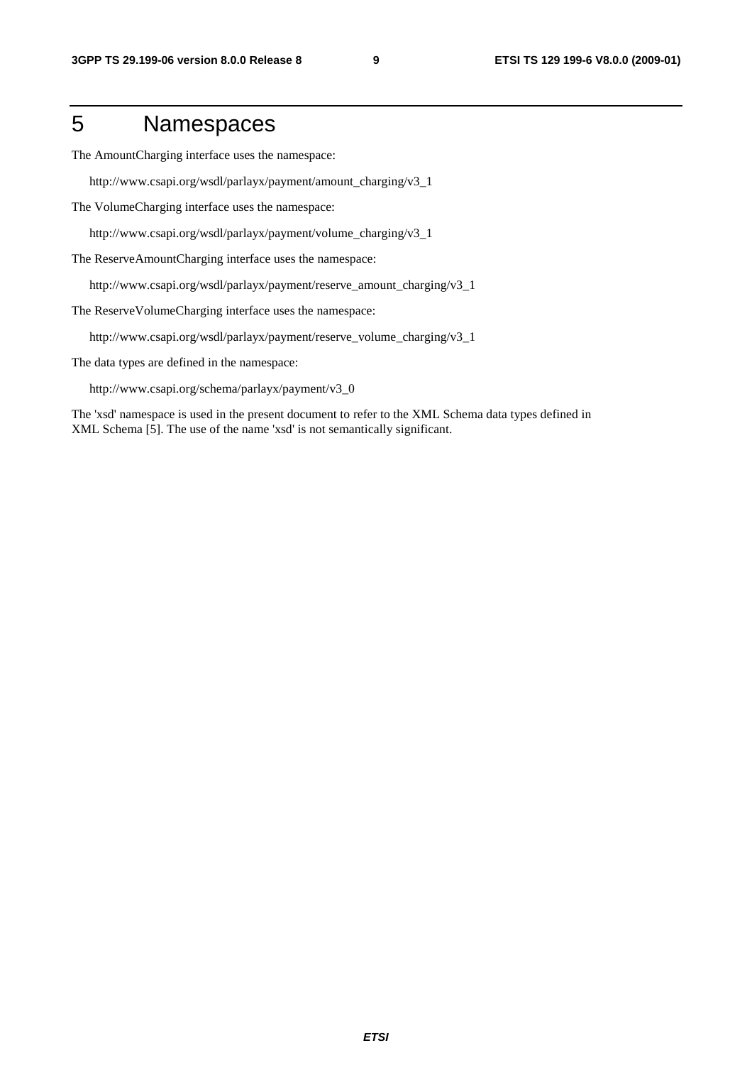# 5 Namespaces

The AmountCharging interface uses the namespace:

http://www.csapi.org/wsdl/parlayx/payment/amount_charging/v3_1

The VolumeCharging interface uses the namespace:

http://www.csapi.org/wsdl/parlayx/payment/volume_charging/v3_1

The ReserveAmountCharging interface uses the namespace:

http://www.csapi.org/wsdl/parlayx/payment/reserve_amount_charging/v3_1

The ReserveVolumeCharging interface uses the namespace:

http://www.csapi.org/wsdl/parlayx/payment/reserve_volume_charging/v3_1

The data types are defined in the namespace:

http://www.csapi.org/schema/parlayx/payment/v3_0

The 'xsd' namespace is used in the present document to refer to the XML Schema data types defined in XML Schema [5]. The use of the name 'xsd' is not semantically significant.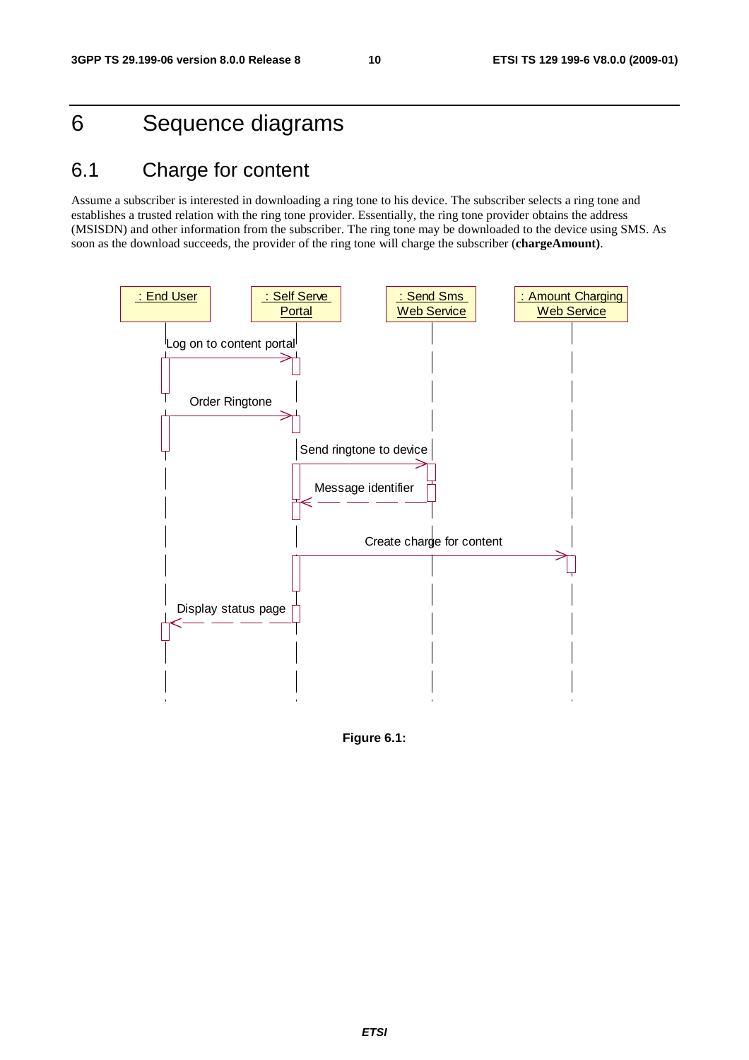# 6 Sequence diagrams

## 6.1 Charge for content

Assume a subscriber is interested in downloading a ring tone to his device. The subscriber selects a ring tone and establishes a trusted relation with the ring tone provider. Essentially, the ring tone provider obtains the address (MSISDN) and other information from the subscriber. The ring tone may be downloaded to the device using SMS. As soon as the download succeeds, the provider of the ring tone will charge the subscriber (**chargeAmount)**.

**Figure 6.1:**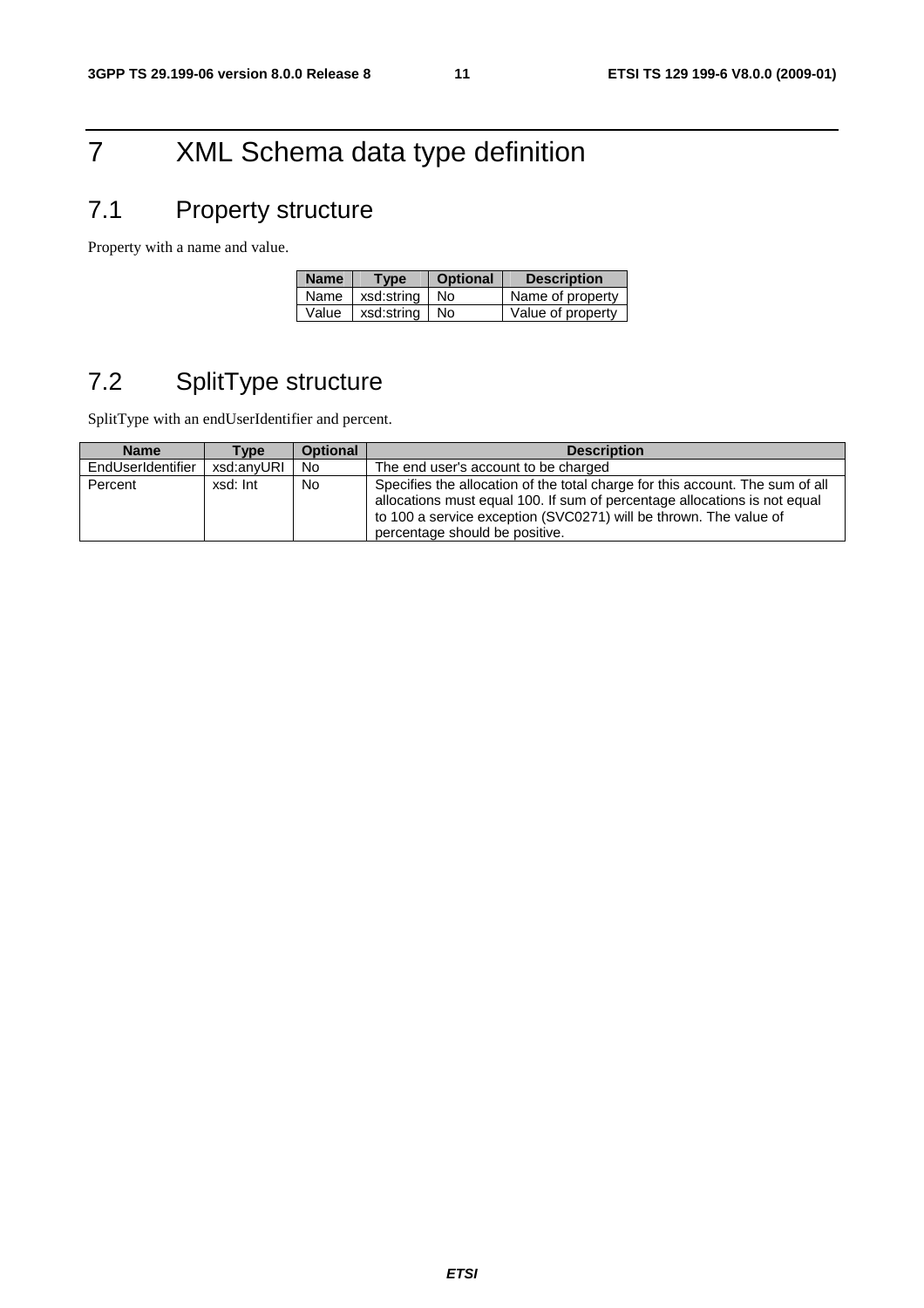# 7 XML Schema data type definition

## 7.1 Property structure

Property with a name and value.

| Name | Type | Optional | Description |
|---|---|---|---|
| Name | xsd:string | No | Name of property |
| Value | xsd:string | No | Value of property |

## 7.2 SplitType structure

SplitType with an endUserIdentifier and percent.

| Name | Type | Optional | Description |
|---|---|---|---|
| EndUserIdentifier | xsd:anyURI | No | The end user's account to be charged |
| Percent | xsd: Int | No | Specifies the allocation of the total charge for this account. The sum of all allocations must equal 100. If sum of percentage allocations is not equal to 100 a service exception (SVC0271) will be thrown. The value of percentage should be positive. |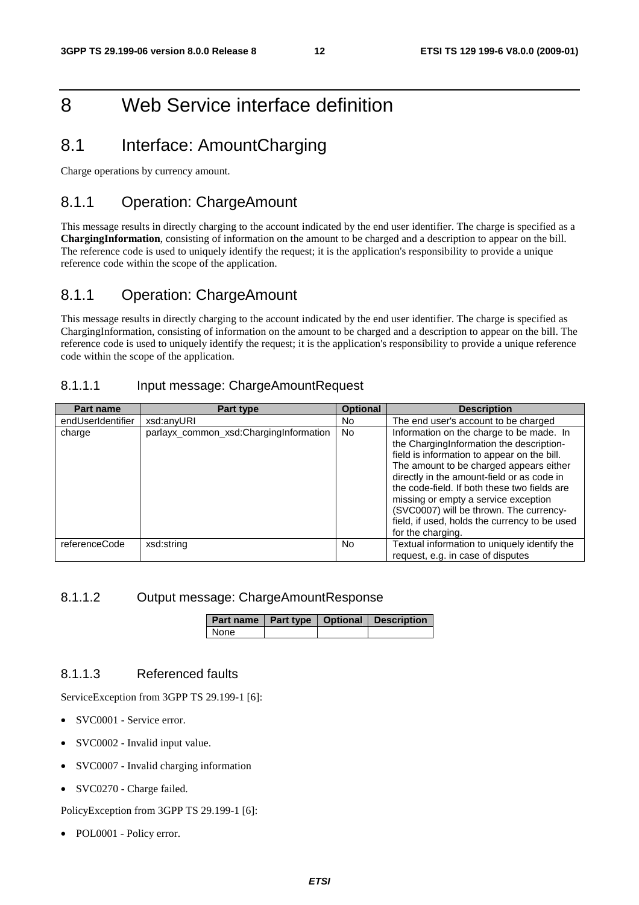# 8 Web Service interface definition

## 8.1 Interface: AmountCharging

Charge operations by currency amount.

### 8.1.1 Operation: ChargeAmount

This message results in directly charging to the account indicated by the end user identifier. The charge is specified as a **ChargingInformation**, consisting of information on the amount to be charged and a description to appear on the bill. The reference code is used to uniquely identify the request; it is the application's responsibility to provide a unique reference code within the scope of the application.

### 8.1.1 Operation: ChargeAmount

This message results in directly charging to the account indicated by the end user identifier. The charge is specified as ChargingInformation, consisting of information on the amount to be charged and a description to appear on the bill. The reference code is used to uniquely identify the request; it is the application's responsibility to provide a unique reference code within the scope of the application.

#### 8.1.1.1 Input message: ChargeAmountRequest

| Part name | Part type | Optional | Description |
| --- | --- | --- | --- |
| endUserIdentifier | xsd:anyURI | No | The end user's account to be charged |
| charge | parlayx_common_xsd:ChargingInformation | No | Information on the charge to be made. In the ChargingInformation the description-field is information to appear on the bill. The amount to be charged appears either directly in the amount-field or as code in the code-field. If both these two fields are missing or empty a service exception (SVC0007) will be thrown. The currency-field, if used, holds the currency to be used for the charging. |
| referenceCode | xsd:string | No | Textual information to uniquely identify the request, e.g. in case of disputes |

#### 8.1.1.2 Output message: ChargeAmountResponse

| Part name | Part type | Optional | Description |
| --- | --- | --- | --- |
| None | | | |

#### 8.1.1.3 Referenced faults

ServiceException from 3GPP TS 29.199-1 [6]:

- SVC0001 - Service error.
- SVC0002 - Invalid input value.
- SVC0007 - Invalid charging information
- SVC0270 - Charge failed.

PolicyException from 3GPP TS 29.199-1 [6]:

- POL0001 - Policy error.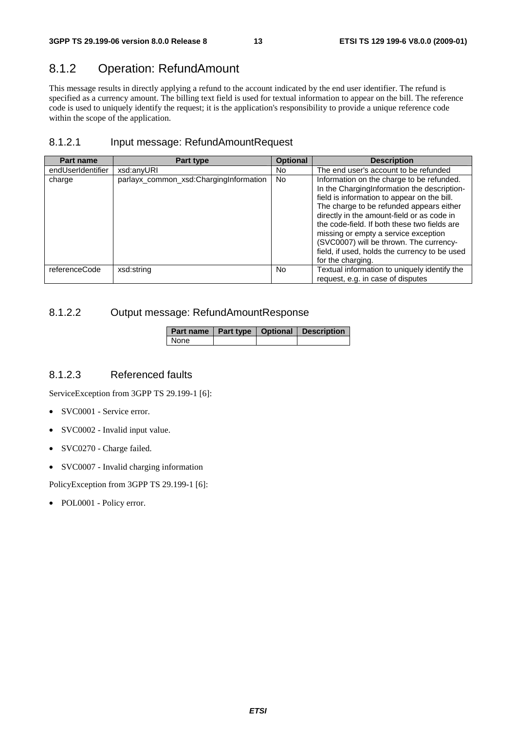## 8.1.2 Operation: RefundAmount

This message results in directly applying a refund to the account indicated by the end user identifier. The refund is specified as a currency amount. The billing text field is used for textual information to appear on the bill. The reference code is used to uniquely identify the request; it is the application's responsibility to provide a unique reference code within the scope of the application.

### 8.1.2.1 Input message: RefundAmountRequest

| Part name | Part type | Optional | Description |
| --- | --- | --- | --- |
| endUserIdentifier | xsd:anyURI | No | The end user's account to be refunded |
| charge | parlayx_common_xsd:ChargingInformation | No | Information on the charge to be refunded. In the ChargingInformation the description-field is information to appear on the bill. The charge to be refunded appears either directly in the amount-field or as code in the code-field. If both these two fields are missing or empty a service exception (SVC0007) will be thrown. The currency-field, if used, holds the currency to be used for the charging. |
| referenceCode | xsd:string | No | Textual information to uniquely identify the request, e.g. in case of disputes |

### 8.1.2.2 Output message: RefundAmountResponse

| Part name | Part type | Optional | Description |
| --- | --- | --- | --- |
| None | | | |

### 8.1.2.3 Referenced faults

ServiceException from 3GPP TS 29.199-1 [6]:

- SVC0001 - Service error.
- SVC0002 - Invalid input value.
- SVC0270 - Charge failed.
- SVC0007 - Invalid charging information

PolicyException from 3GPP TS 29.199-1 [6]:

- POL0001 - Policy error.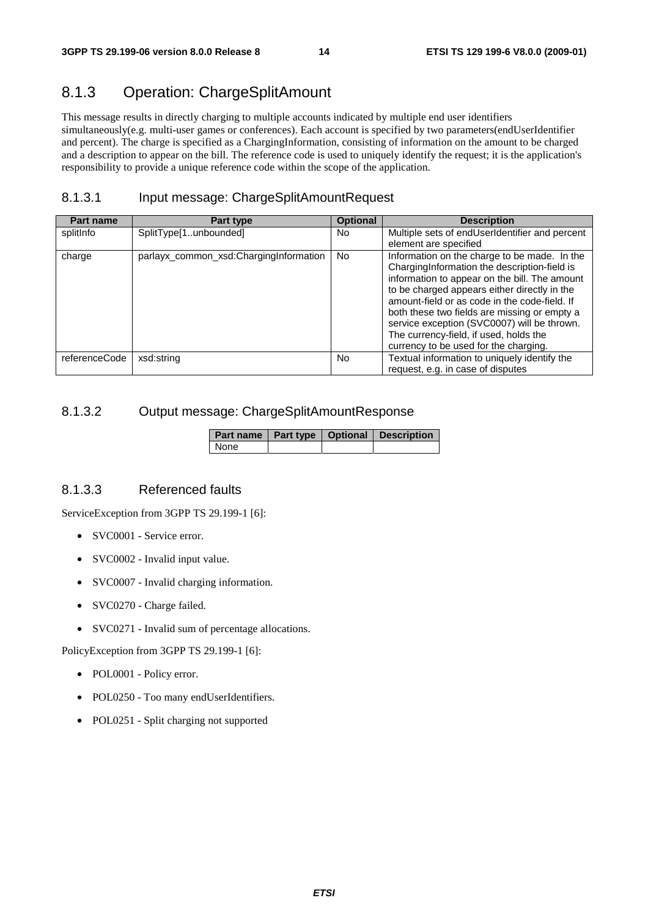## 8.1.3 Operation: ChargeSplitAmount

This message results in directly charging to multiple accounts indicated by multiple end user identifiers simultaneously(e.g. multi-user games or conferences). Each account is specified by two parameters(endUserIdentifier and percent). The charge is specified as a ChargingInformation, consisting of information on the amount to be charged and a description to appear on the bill. The reference code is used to uniquely identify the request; it is the application's responsibility to provide a unique reference code within the scope of the application.

### 8.1.3.1 Input message: ChargeSplitAmountRequest

| Part name | Part type | Optional | Description |
|---|---|---|---|
| splitInfo | SplitType[1..unbounded] | No | Multiple sets of endUserIdentifier and percent element are specified |
| charge | parlayx_common_xsd:ChargingInformation | No | Information on the charge to be made. In the ChargingInformation the description-field is information to appear on the bill. The amount to be charged appears either directly in the amount-field or as code in the code-field. If both these two fields are missing or empty a service exception (SVC0007) will be thrown. The currency-field, if used, holds the currency to be used for the charging. |
| referenceCode | xsd:string | No | Textual information to uniquely identify the request, e.g. in case of disputes |

### 8.1.3.2 Output message: ChargeSplitAmountResponse

| Part name | Part type | Optional | Description |
|---|---|---|---|
| None | | | |

### 8.1.3.3 Referenced faults

ServiceException from 3GPP TS 29.199-1 [6]:

- SVC0001 - Service error.
- SVC0002 - Invalid input value.
- SVC0007 - Invalid charging information.
- SVC0270 - Charge failed.
- SVC0271 - Invalid sum of percentage allocations.

PolicyException from 3GPP TS 29.199-1 [6]:

- POL0001 - Policy error.
- POL0250 - Too many endUserIdentifiers.
- POL0251 - Split charging not supported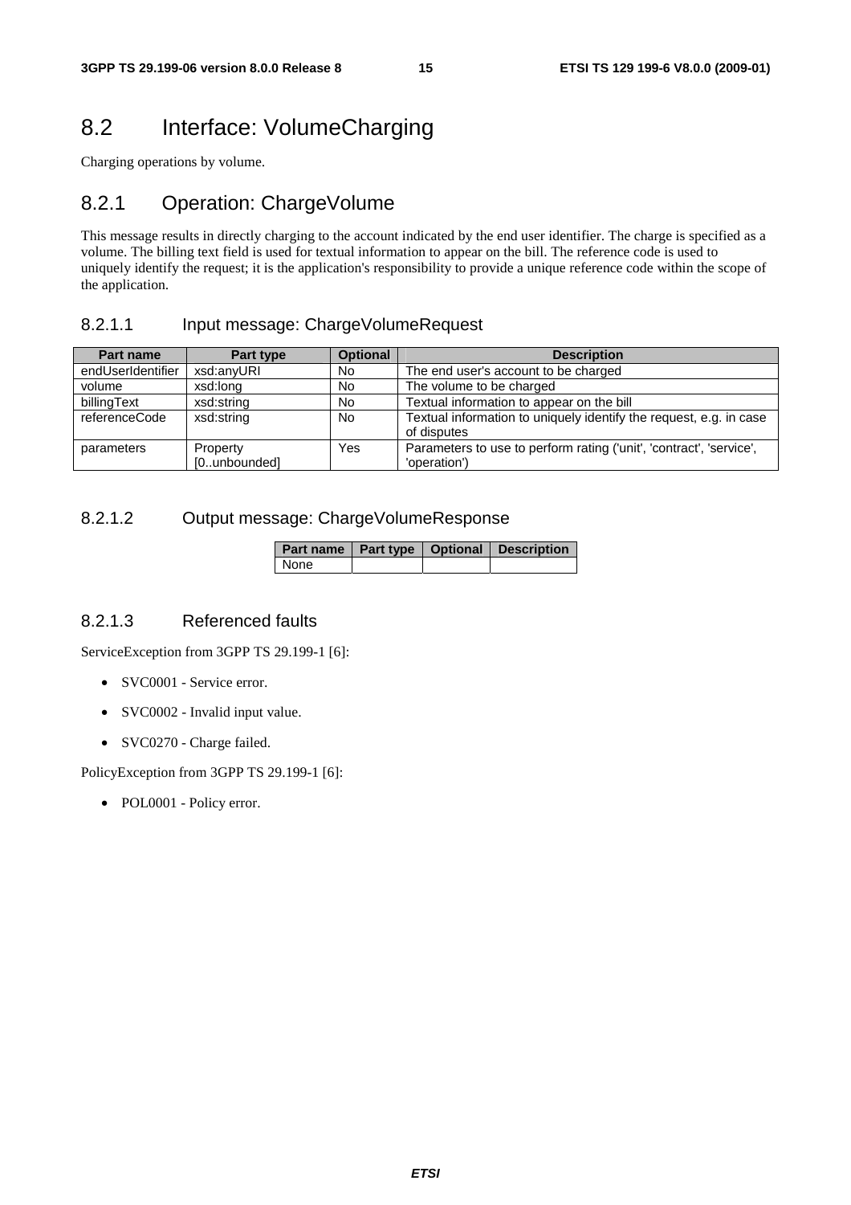## 8.2 Interface: VolumeCharging

Charging operations by volume.

### 8.2.1 Operation: ChargeVolume

This message results in directly charging to the account indicated by the end user identifier. The charge is specified as a volume. The billing text field is used for textual information to appear on the bill. The reference code is used to uniquely identify the request; it is the application's responsibility to provide a unique reference code within the scope of the application.

#### 8.2.1.1 Input message: ChargeVolumeRequest

| Part name | Part type | Optional | Description |
|---|---|---|---|
| endUserIdentifier | xsd:anyURI | No | The end user's account to be charged |
| volume | xsd:long | No | The volume to be charged |
| billingText | xsd:string | No | Textual information to appear on the bill |
| referenceCode | xsd:string | No | Textual information to uniquely identify the request, e.g. in case of disputes |
| parameters | Property [0..unbounded] | Yes | Parameters to use to perform rating ('unit', 'contract', 'service', 'operation') |

#### 8.2.1.2 Output message: ChargeVolumeResponse

| Part name | Part type | Optional | Description |
|---|---|---|---|
| None | | | |

#### 8.2.1.3 Referenced faults

ServiceException from 3GPP TS 29.199-1 [6]:

- SVC0001 - Service error.
- SVC0002 - Invalid input value.
- SVC0270 - Charge failed.

PolicyException from 3GPP TS 29.199-1 [6]:

- POL0001 - Policy error.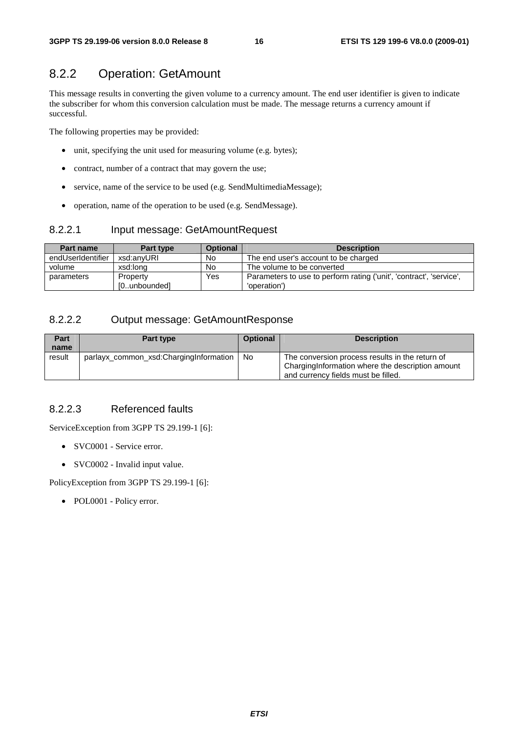## 8.2.2 Operation: GetAmount

This message results in converting the given volume to a currency amount. The end user identifier is given to indicate the subscriber for whom this conversion calculation must be made. The message returns a currency amount if successful.

The following properties may be provided:

- unit, specifying the unit used for measuring volume (e.g. bytes);
- contract, number of a contract that may govern the use;
- service, name of the service to be used (e.g. SendMultimediaMessage);
- operation, name of the operation to be used (e.g. SendMessage).

### 8.2.2.1 Input message: GetAmountRequest

| Part name | Part type | Optional | Description |
|---|---|---|---|
| endUserIdentifier | xsd:anyURI | No | The end user's account to be charged |
| volume | xsd:long | No | The volume to be converted |
| parameters | Property [0..unbounded] | Yes | Parameters to use to perform rating ('unit', 'contract', 'service', 'operation') |

### 8.2.2.2 Output message: GetAmountResponse

| Part name | Part type | Optional | Description |
|---|---|---|---|
| result | parlayx_common_xsd:ChargingInformation | No | The conversion process results in the return of ChargingInformation where the description amount and currency fields must be filled. |

### 8.2.2.3 Referenced faults

ServiceException from 3GPP TS 29.199-1 [6]:

- SVC0001 - Service error.
- SVC0002 - Invalid input value.

PolicyException from 3GPP TS 29.199-1 [6]:

- POL0001 - Policy error.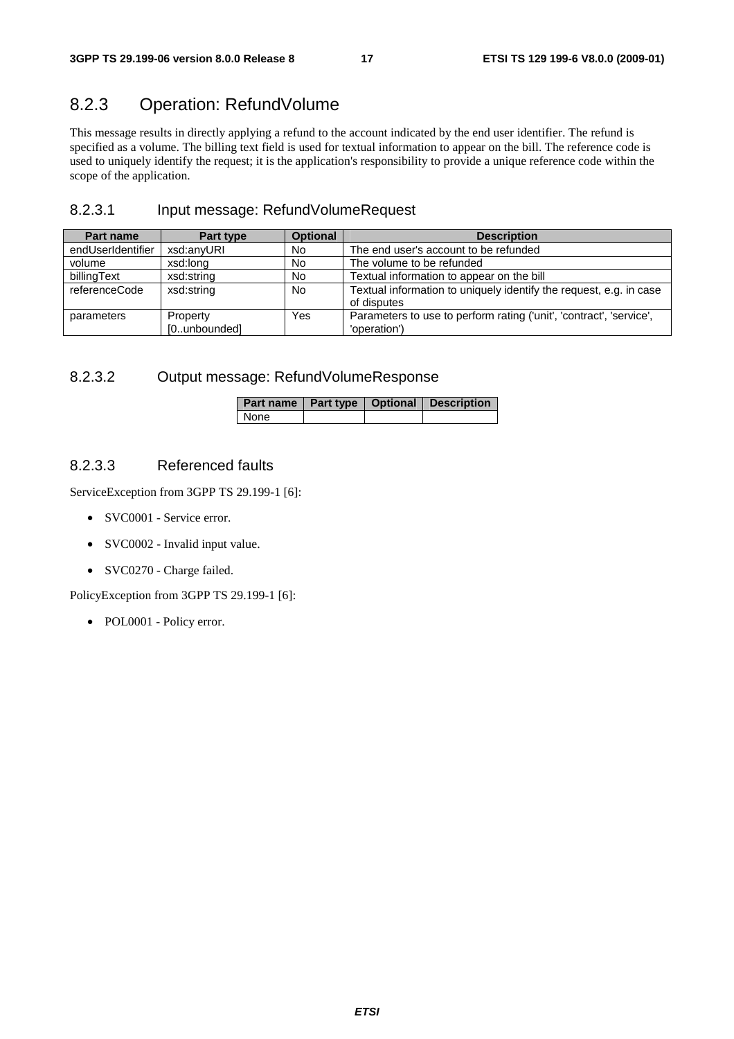## 8.2.3 Operation: RefundVolume

This message results in directly applying a refund to the account indicated by the end user identifier. The refund is specified as a volume. The billing text field is used for textual information to appear on the bill. The reference code is used to uniquely identify the request; it is the application's responsibility to provide a unique reference code within the scope of the application.

### 8.2.3.1 Input message: RefundVolumeRequest

| Part name | Part type | Optional | Description |
|---|---|---|---|
| endUserIdentifier | xsd:anyURI | No | The end user's account to be refunded |
| volume | xsd:long | No | The volume to be refunded |
| billingText | xsd:string | No | Textual information to appear on the bill |
| referenceCode | xsd:string | No | Textual information to uniquely identify the request, e.g. in case of disputes |
| parameters | Property [0..unbounded] | Yes | Parameters to use to perform rating ('unit', 'contract', 'service', 'operation') |

### 8.2.3.2 Output message: RefundVolumeResponse

| Part name | Part type | Optional | Description |
|---|---|---|---|
| None | | | |

### 8.2.3.3 Referenced faults

ServiceException from 3GPP TS 29.199-1 [6]:

- SVC0001 - Service error.
- SVC0002 - Invalid input value.
- SVC0270 - Charge failed.

PolicyException from 3GPP TS 29.199-1 [6]:

- POL0001 - Policy error.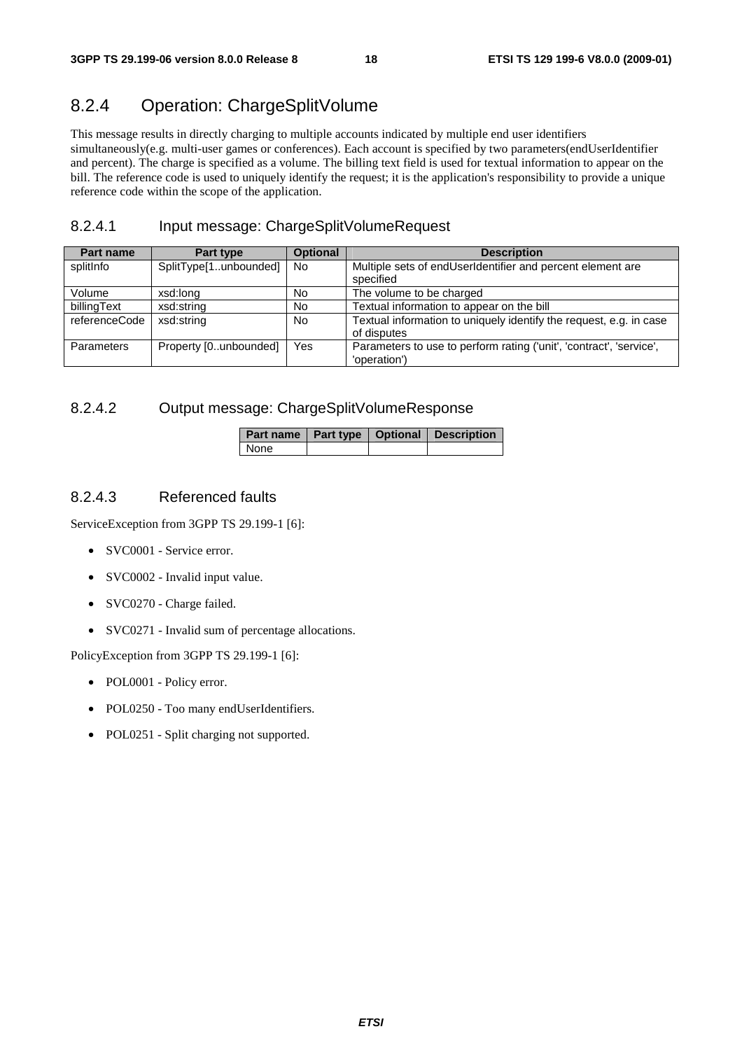## 8.2.4 Operation: ChargeSplitVolume

This message results in directly charging to multiple accounts indicated by multiple end user identifiers simultaneously(e.g. multi-user games or conferences). Each account is specified by two parameters(endUserIdentifier and percent). The charge is specified as a volume. The billing text field is used for textual information to appear on the bill. The reference code is used to uniquely identify the request; it is the application's responsibility to provide a unique reference code within the scope of the application.

### 8.2.4.1 Input message: ChargeSplitVolumeRequest

| Part name | Part type | Optional | Description |
|---|---|---|---|
| splitInfo | SplitType[1..unbounded] | No | Multiple sets of endUserIdentifier and percent element are specified |
| Volume | xsd:long | No | The volume to be charged |
| billingText | xsd:string | No | Textual information to appear on the bill |
| referenceCode | xsd:string | No | Textual information to uniquely identify the request, e.g. in case of disputes |
| Parameters | Property [0..unbounded] | Yes | Parameters to use to perform rating ('unit', 'contract', 'service', 'operation') |

### 8.2.4.2 Output message: ChargeSplitVolumeResponse

| Part name | Part type | Optional | Description |
|---|---|---|---|
| None | | | |

### 8.2.4.3 Referenced faults

ServiceException from 3GPP TS 29.199-1 [6]:

- SVC0001 - Service error.
- SVC0002 - Invalid input value.
- SVC0270 - Charge failed.
- SVC0271 - Invalid sum of percentage allocations.

PolicyException from 3GPP TS 29.199-1 [6]:

- POL0001 - Policy error.
- POL0250 - Too many endUserIdentifiers.
- POL0251 - Split charging not supported.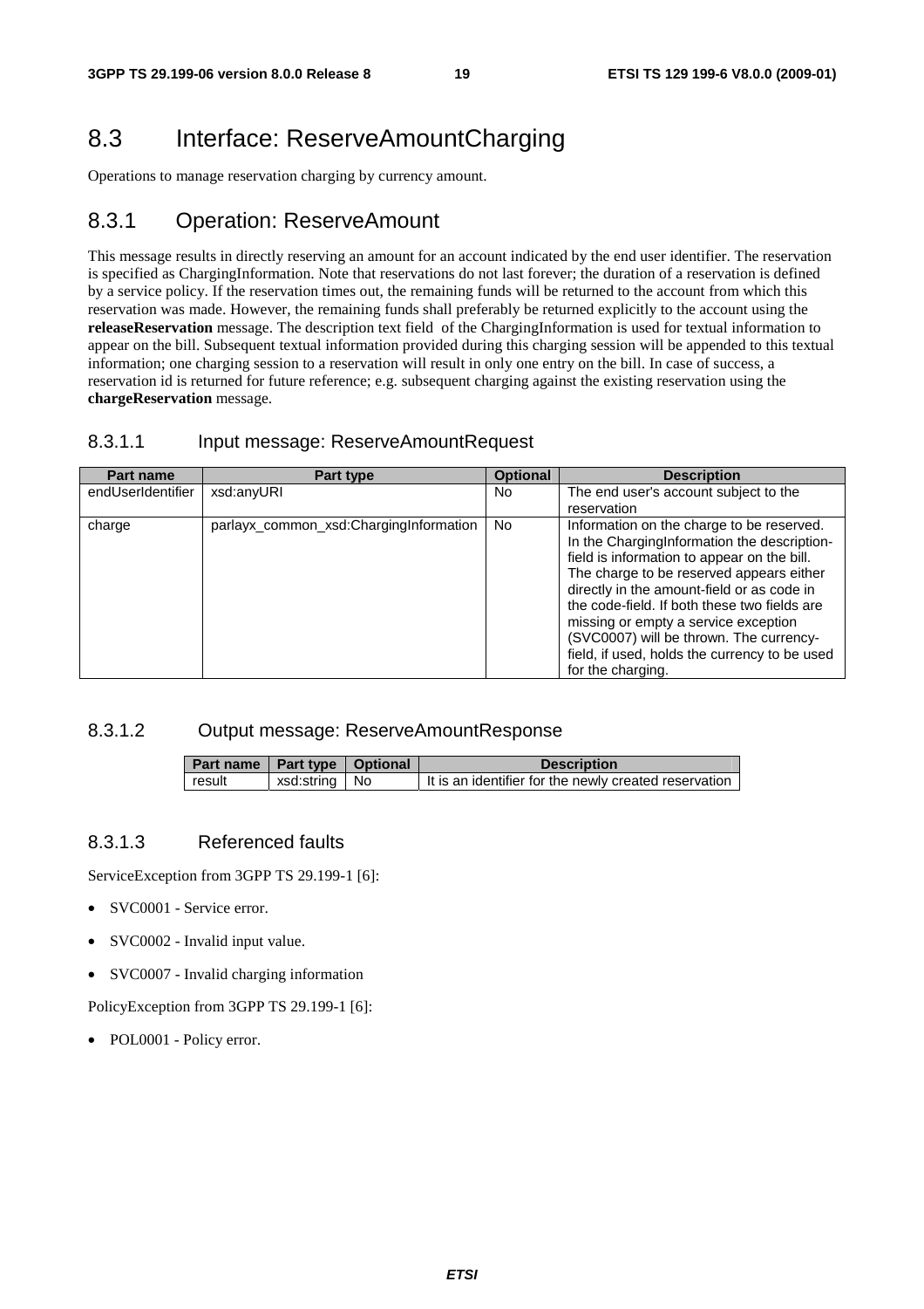## 8.3 Interface: ReserveAmountCharging

Operations to manage reservation charging by currency amount.

### 8.3.1 Operation: ReserveAmount

This message results in directly reserving an amount for an account indicated by the end user identifier. The reservation is specified as ChargingInformation. Note that reservations do not last forever; the duration of a reservation is defined by a service policy. If the reservation times out, the remaining funds will be returned to the account from which this reservation was made. However, the remaining funds shall preferably be returned explicitly to the account using the **releaseReservation** message. The description text field of the ChargingInformation is used for textual information to appear on the bill. Subsequent textual information provided during this charging session will be appended to this textual information; one charging session to a reservation will result in only one entry on the bill. In case of success, a reservation id is returned for future reference; e.g. subsequent charging against the existing reservation using the **chargeReservation** message.

#### 8.3.1.1 Input message: ReserveAmountRequest

| Part name | Part type | Optional | Description |
|---|---|---|---|
| endUserIdentifier | xsd:anyURI | No | The end user's account subject to the reservation |
| charge | parlayx_common_xsd:ChargingInformation | No | Information on the charge to be reserved. In the ChargingInformation the description-field is information to appear on the bill. The charge to be reserved appears either directly in the amount-field or as code in the code-field. If both these two fields are missing or empty a service exception (SVC0007) will be thrown. The currency-field, if used, holds the currency to be used for the charging. |

#### 8.3.1.2 Output message: ReserveAmountResponse

| Part name | Part type | Optional | Description |
|---|---|---|---|
| result | xsd:string | No | It is an identifier for the newly created reservation |

#### 8.3.1.3 Referenced faults

ServiceException from 3GPP TS 29.199-1 [6]:

- SVC0001 - Service error.
- SVC0002 - Invalid input value.
- SVC0007 - Invalid charging information

PolicyException from 3GPP TS 29.199-1 [6]:

- POL0001 - Policy error.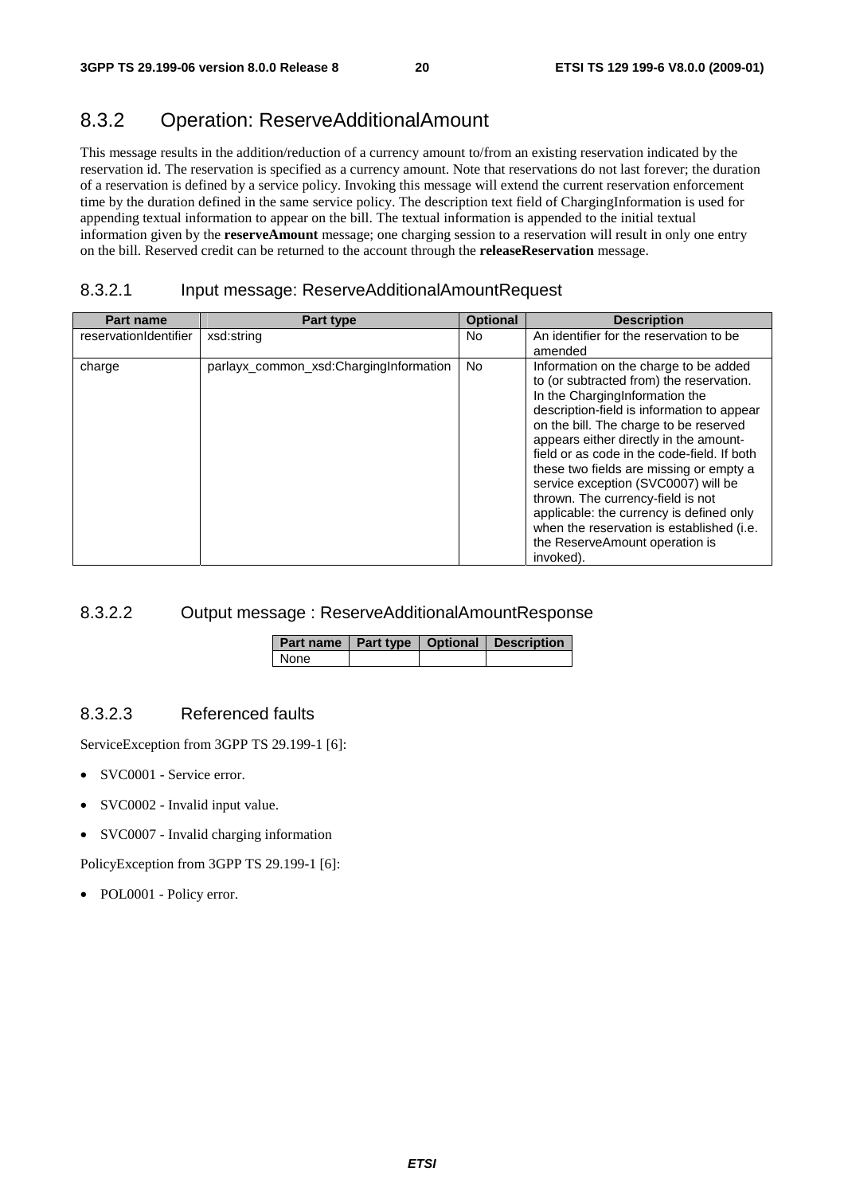### 8.3.2 Operation: ReserveAdditionalAmount

This message results in the addition/reduction of a currency amount to/from an existing reservation indicated by the reservation id. The reservation is specified as a currency amount. Note that reservations do not last forever; the duration of a reservation is defined by a service policy. Invoking this message will extend the current reservation enforcement time by the duration defined in the same service policy. The description text field of ChargingInformation is used for appending textual information to appear on the bill. The textual information is appended to the initial textual information given by the **reserveAmount** message; one charging session to a reservation will result in only one entry on the bill. Reserved credit can be returned to the account through the **releaseReservation** message.

#### 8.3.2.1 Input message: ReserveAdditionalAmountRequest

| Part name | Part type | Optional | Description |
| --- | --- | --- | --- |
| reservationIdentifier | xsd:string | No | An identifier for the reservation to be amended |
| charge | parlayx_common_xsd:ChargingInformation | No | Information on the charge to be added to (or subtracted from) the reservation. In the ChargingInformation the description-field is information to appear on the bill. The charge to be reserved appears either directly in the amount-field or as code in the code-field. If both these two fields are missing or empty a service exception (SVC0007) will be thrown. The currency-field is not applicable: the currency is defined only when the reservation is established (i.e. the ReserveAmount operation is invoked). |

#### 8.3.2.2 Output message : ReserveAdditionalAmountResponse

| Part name | Part type | Optional | Description |
| --- | --- | --- | --- |
| None | | | |

#### 8.3.2.3 Referenced faults

ServiceException from 3GPP TS 29.199-1 [6]:

- SVC0001 - Service error.
- SVC0002 - Invalid input value.
- SVC0007 - Invalid charging information

PolicyException from 3GPP TS 29.199-1 [6]:

- POL0001 - Policy error.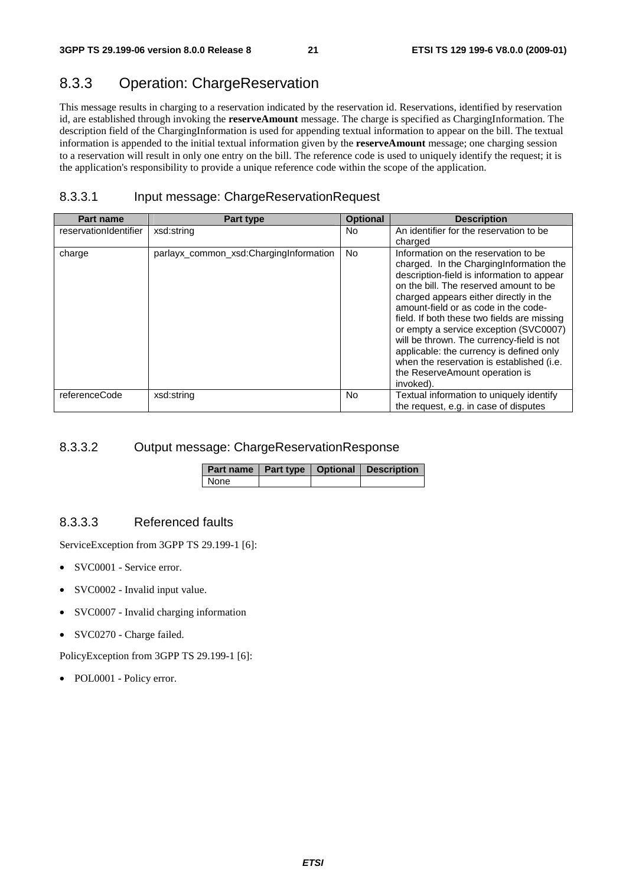### 8.3.3 Operation: ChargeReservation

This message results in charging to a reservation indicated by the reservation id. Reservations, identified by reservation id, are established through invoking the **reserveAmount** message. The charge is specified as ChargingInformation. The description field of the ChargingInformation is used for appending textual information to appear on the bill. The textual information is appended to the initial textual information given by the **reserveAmount** message; one charging session to a reservation will result in only one entry on the bill. The reference code is used to uniquely identify the request; it is the application's responsibility to provide a unique reference code within the scope of the application.

#### 8.3.3.1 Input message: ChargeReservationRequest

| Part name | Part type | Optional | Description |
|---|---|---|---|
| reservationIdentifier | xsd:string | No | An identifier for the reservation to be charged |
| charge | parlayx_common_xsd:ChargingInformation | No | Information on the reservation to be charged. In the ChargingInformation the description-field is information to appear on the bill. The reserved amount to be charged appears either directly in the amount-field or as code in the code-field. If both these two fields are missing or empty a service exception (SVC0007) will be thrown. The currency-field is not applicable: the currency is defined only when the reservation is established (i.e. the ReserveAmount operation is invoked). |
| referenceCode | xsd:string | No | Textual information to uniquely identify the request, e.g. in case of disputes |

#### 8.3.3.2 Output message: ChargeReservationResponse

| Part name | Part type | Optional | Description |
|---|---|---|---|
| None | | | |

#### 8.3.3.3 Referenced faults

ServiceException from 3GPP TS 29.199-1 [6]:

- SVC0001 - Service error.
- SVC0002 - Invalid input value.
- SVC0007 - Invalid charging information
- SVC0270 - Charge failed.

PolicyException from 3GPP TS 29.199-1 [6]:

- POL0001 - Policy error.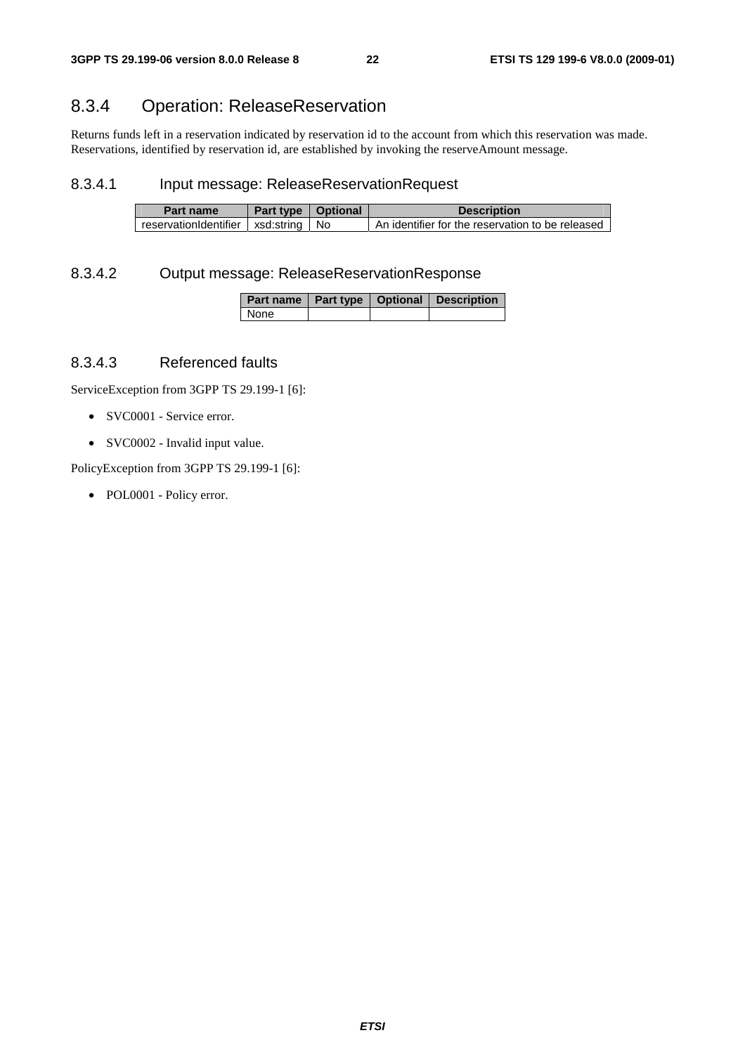### 8.3.4 Operation: ReleaseReservation

Returns funds left in a reservation indicated by reservation id to the account from which this reservation was made. Reservations, identified by reservation id, are established by invoking the reserveAmount message.

#### 8.3.4.1 Input message: ReleaseReservationRequest

| Part name | Part type | Optional | Description |
|---|---|---|---|
| reservationIdentifier | xsd:string | No | An identifier for the reservation to be released |

#### 8.3.4.2 Output message: ReleaseReservationResponse

| Part name | Part type | Optional | Description |
|---|---|---|---|
| None | | | |

#### 8.3.4.3 Referenced faults

ServiceException from 3GPP TS 29.199-1 [6]:

- SVC0001 - Service error.
- SVC0002 - Invalid input value.

PolicyException from 3GPP TS 29.199-1 [6]:

- POL0001 - Policy error.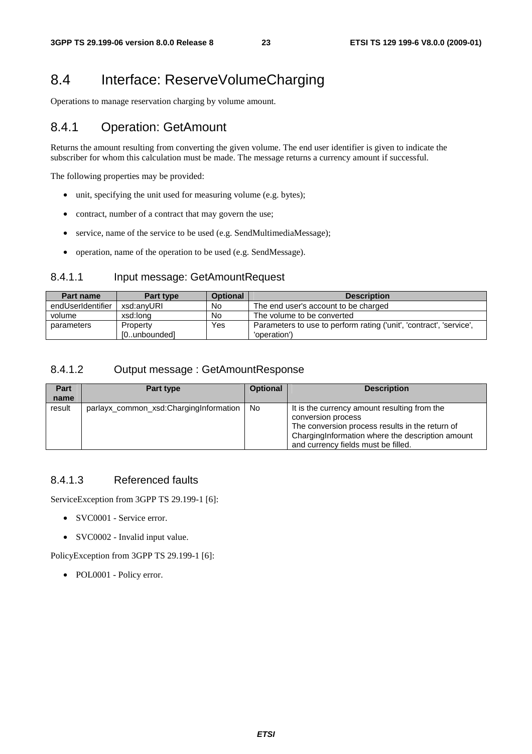# 8.4 Interface: ReserveVolumeCharging

Operations to manage reservation charging by volume amount.

## 8.4.1 Operation: GetAmount

Returns the amount resulting from converting the given volume. The end user identifier is given to indicate the subscriber for whom this calculation must be made. The message returns a currency amount if successful.

The following properties may be provided:

- unit, specifying the unit used for measuring volume (e.g. bytes);
- contract, number of a contract that may govern the use;
- service, name of the service to be used (e.g. SendMultimediaMessage);
- operation, name of the operation to be used (e.g. SendMessage).

### 8.4.1.1 Input message: GetAmountRequest

| Part name | Part type | Optional | Description |
|---|---|---|---|
| endUserIdentifier | xsd:anyURI | No | The end user's account to be charged |
| volume | xsd:long | No | The volume to be converted |
| parameters | Property [0..unbounded] | Yes | Parameters to use to perform rating ('unit', 'contract', 'service', 'operation') |

### 8.4.1.2 Output message : GetAmountResponse

| Part name | Part type | Optional | Description |
|---|---|---|---|
| result | parlayx_common_xsd:ChargingInformation | No | It is the currency amount resulting from the conversion process<br>The conversion process results in the return of ChargingInformation where the description amount and currency fields must be filled. |

### 8.4.1.3 Referenced faults

ServiceException from 3GPP TS 29.199-1 [6]:

- SVC0001 - Service error.
- SVC0002 - Invalid input value.

PolicyException from 3GPP TS 29.199-1 [6]:

- POL0001 - Policy error.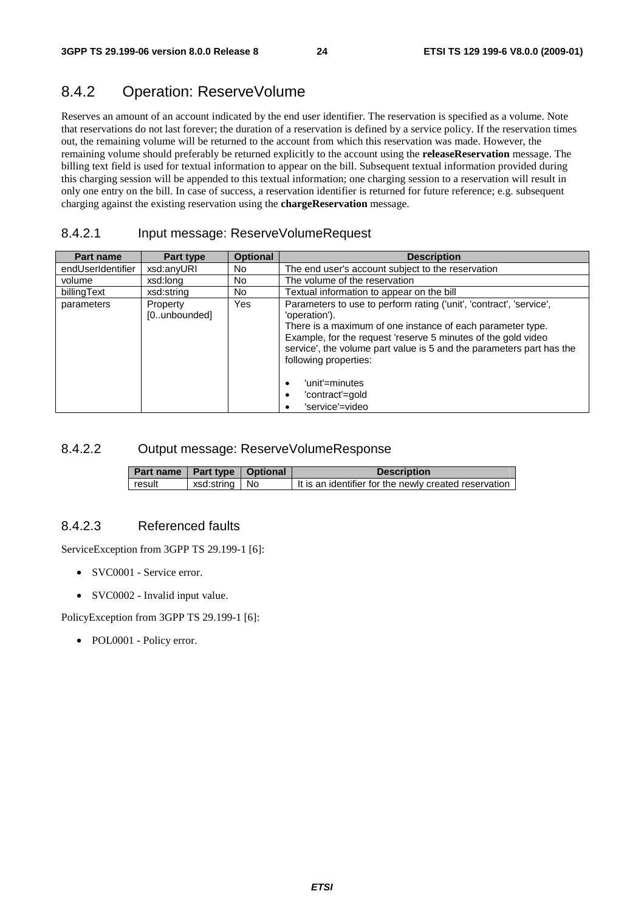## 8.4.2 Operation: ReserveVolume

Reserves an amount of an account indicated by the end user identifier. The reservation is specified as a volume. Note that reservations do not last forever; the duration of a reservation is defined by a service policy. If the reservation times out, the remaining volume will be returned to the account from which this reservation was made. However, the remaining volume should preferably be returned explicitly to the account using the **releaseReservation** message. The billing text field is used for textual information to appear on the bill. Subsequent textual information provided during this charging session will be appended to this textual information; one charging session to a reservation will result in only one entry on the bill. In case of success, a reservation identifier is returned for future reference; e.g. subsequent charging against the existing reservation using the **chargeReservation** message.

### 8.4.2.1 Input message: ReserveVolumeRequest

| Part name | Part type | Optional | Description |
| --- | --- | --- | --- |
| endUserIdentifier | xsd:anyURI | No | The end user's account subject to the reservation |
| volume | xsd:long | No | The volume of the reservation |
| billingText | xsd:string | No | Textual information to appear on the bill |
| parameters | Property [0..unbounded] | Yes | Parameters to use to perform rating ('unit', 'contract', 'service', 'operation').<br>There is a maximum of one instance of each parameter type.<br>Example, for the request 'reserve 5 minutes of the gold video service', the volume part value is 5 and the parameters part has the following properties:<br>• 'unit'=minutes<br>• 'contract'=gold<br>• 'service'=video |

### 8.4.2.2 Output message: ReserveVolumeResponse

| Part name | Part type | Optional | Description |
| --- | --- | --- | --- |
| result | xsd:string | No | It is an identifier for the newly created reservation |

### 8.4.2.3 Referenced faults

ServiceException from 3GPP TS 29.199-1 [6]:

- SVC0001 - Service error.
- SVC0002 - Invalid input value.

PolicyException from 3GPP TS 29.199-1 [6]:

- POL0001 - Policy error.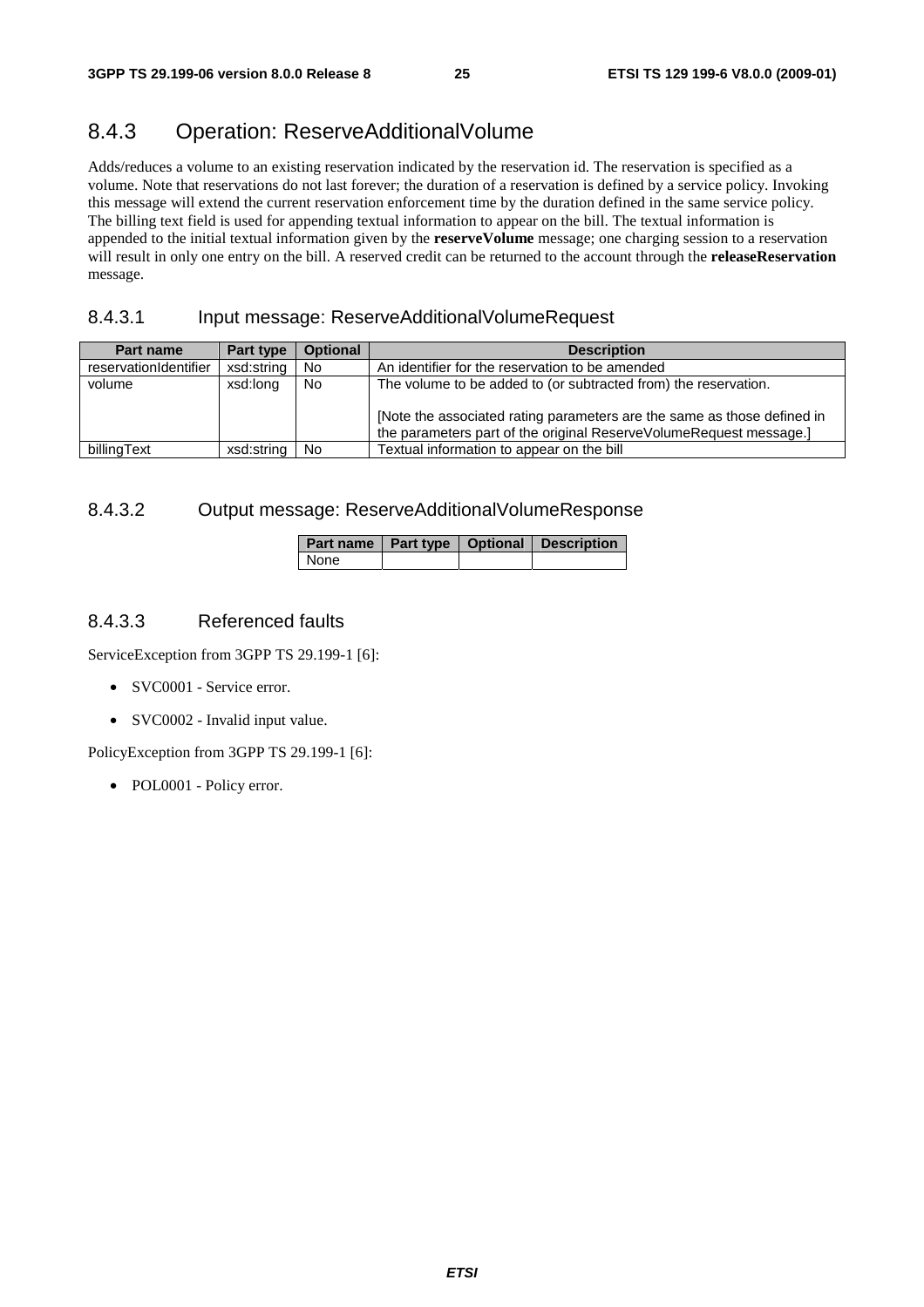## 8.4.3 Operation: ReserveAdditionalVolume

Adds/reduces a volume to an existing reservation indicated by the reservation id. The reservation is specified as a volume. Note that reservations do not last forever; the duration of a reservation is defined by a service policy. Invoking this message will extend the current reservation enforcement time by the duration defined in the same service policy. The billing text field is used for appending textual information to appear on the bill. The textual information is appended to the initial textual information given by the **reserveVolume** message; one charging session to a reservation will result in only one entry on the bill. A reserved credit can be returned to the account through the **releaseReservation** message.

### 8.4.3.1 Input message: ReserveAdditionalVolumeRequest

| Part name | Part type | Optional | Description |
|---|---|---|---|
| reservationIdentifier | xsd:string | No | An identifier for the reservation to be amended |
| volume | xsd:long | No | The volume to be added to (or subtracted from) the reservation.<br><br>[Note the associated rating parameters are the same as those defined in the parameters part of the original ReserveVolumeRequest message.] |
| billingText | xsd:string | No | Textual information to appear on the bill |

### 8.4.3.2 Output message: ReserveAdditionalVolumeResponse

| Part name | Part type | Optional | Description |
|---|---|---|---|
| None | | | |

### 8.4.3.3 Referenced faults

ServiceException from 3GPP TS 29.199-1 [6]:

- SVC0001 - Service error.
- SVC0002 - Invalid input value.

PolicyException from 3GPP TS 29.199-1 [6]:

- POL0001 - Policy error.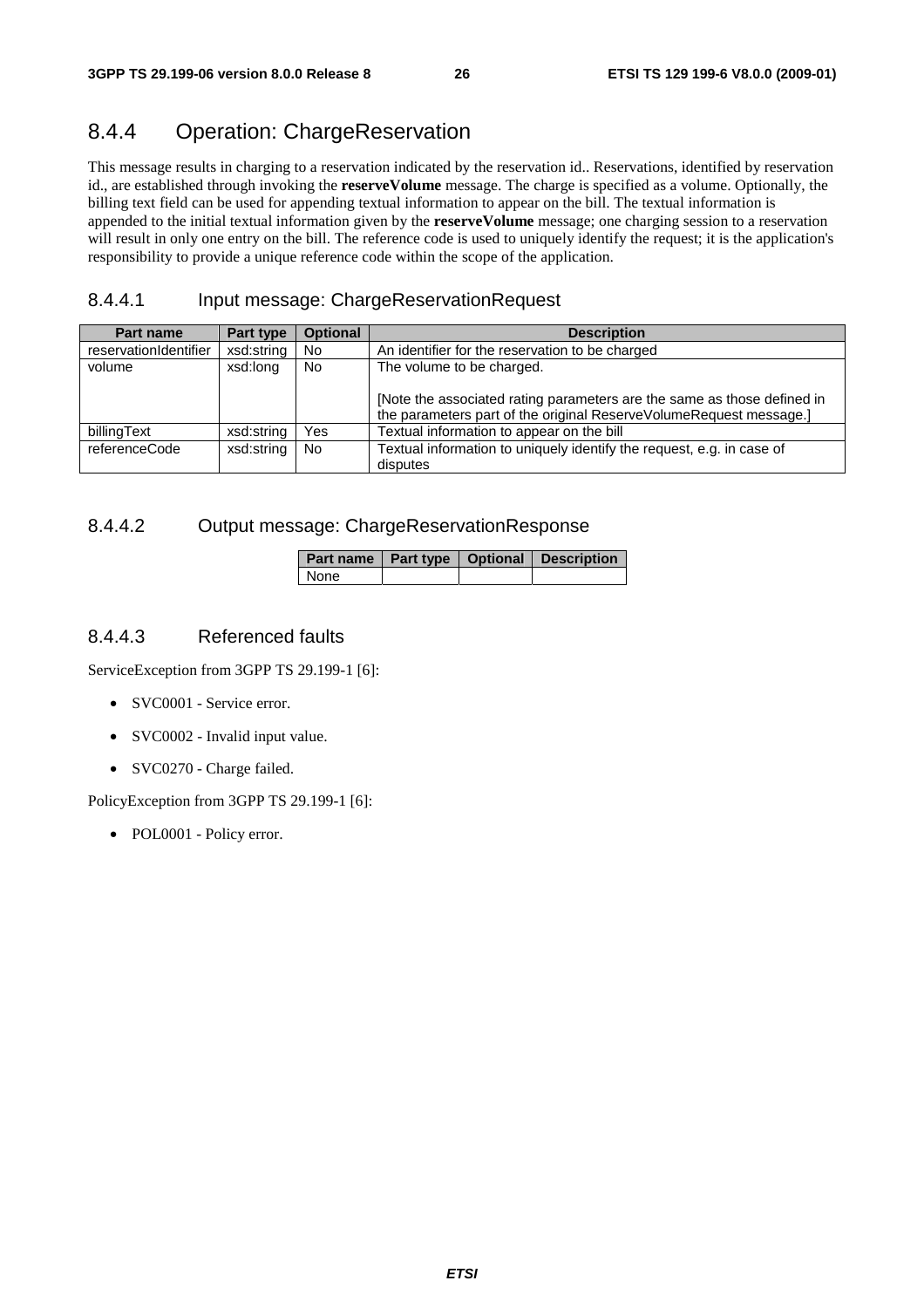## 8.4.4 Operation: ChargeReservation

This message results in charging to a reservation indicated by the reservation id.. Reservations, identified by reservation id., are established through invoking the **reserveVolume** message. The charge is specified as a volume. Optionally, the billing text field can be used for appending textual information to appear on the bill. The textual information is appended to the initial textual information given by the **reserveVolume** message; one charging session to a reservation will result in only one entry on the bill. The reference code is used to uniquely identify the request; it is the application's responsibility to provide a unique reference code within the scope of the application.

### 8.4.4.1 Input message: ChargeReservationRequest

| Part name | Part type | Optional | Description |
|---|---|---|---|
| reservationIdentifier | xsd:string | No | An identifier for the reservation to be charged |
| volume | xsd:long | No | The volume to be charged.<br><br>[Note the associated rating parameters are the same as those defined in the parameters part of the original ReserveVolumeRequest message.] |
| billingText | xsd:string | Yes | Textual information to appear on the bill |
| referenceCode | xsd:string | No | Textual information to uniquely identify the request, e.g. in case of disputes |

### 8.4.4.2 Output message: ChargeReservationResponse

| Part name | Part type | Optional | Description |
|---|---|---|---|
| None | | | |

### 8.4.4.3 Referenced faults

ServiceException from 3GPP TS 29.199-1 [6]:

- SVC0001 - Service error.
- SVC0002 - Invalid input value.
- SVC0270 - Charge failed.

PolicyException from 3GPP TS 29.199-1 [6]:

- POL0001 - Policy error.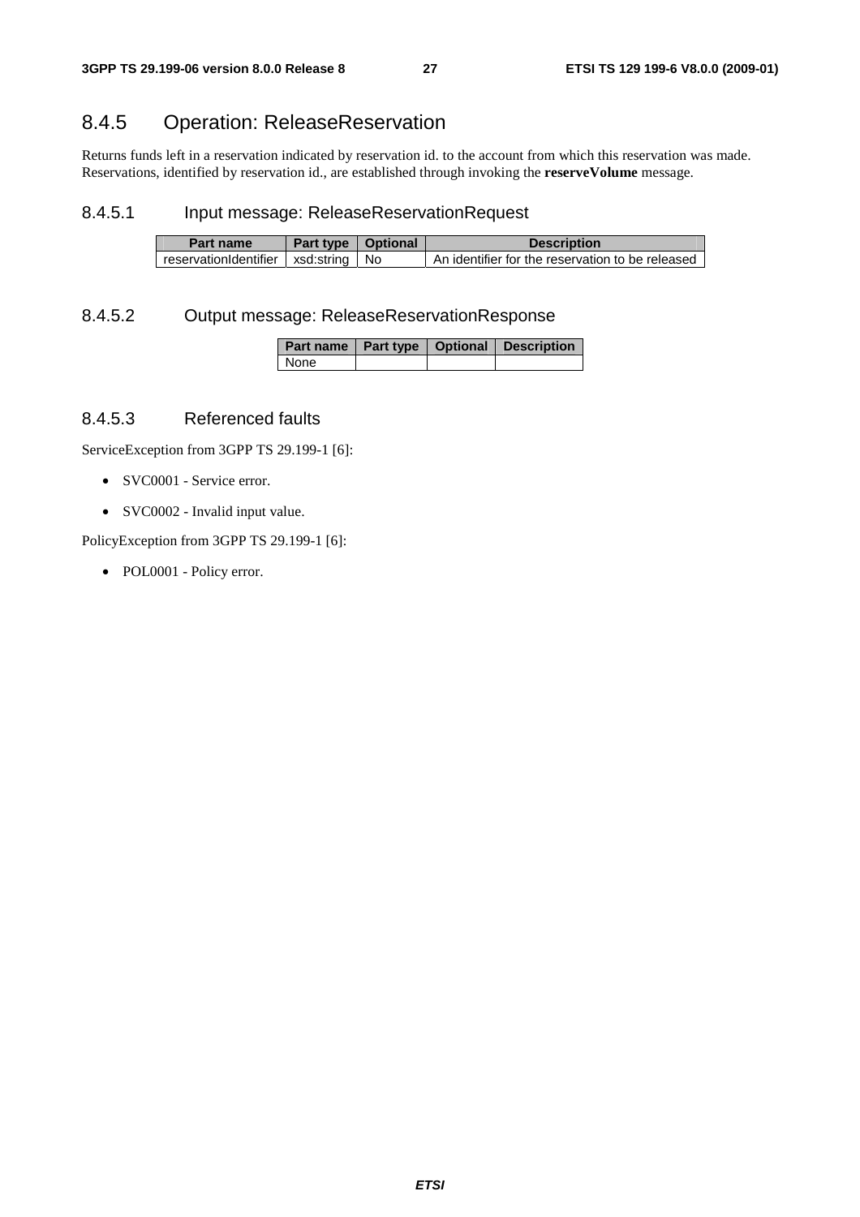## 8.4.5 Operation: ReleaseReservation

Returns funds left in a reservation indicated by reservation id. to the account from which this reservation was made. Reservations, identified by reservation id., are established through invoking the **reserveVolume** message.

### 8.4.5.1 Input message: ReleaseReservationRequest

| Part name | Part type | Optional | Description |
|---|---|---|---|
| reservationIdentifier | xsd:string | No | An identifier for the reservation to be released |

### 8.4.5.2 Output message: ReleaseReservationResponse

| Part name | Part type | Optional | Description |
|---|---|---|---|
| None | | | |

### 8.4.5.3 Referenced faults

ServiceException from 3GPP TS 29.199-1 [6]:

- SVC0001 - Service error.
- SVC0002 - Invalid input value.

PolicyException from 3GPP TS 29.199-1 [6]:

- POL0001 - Policy error.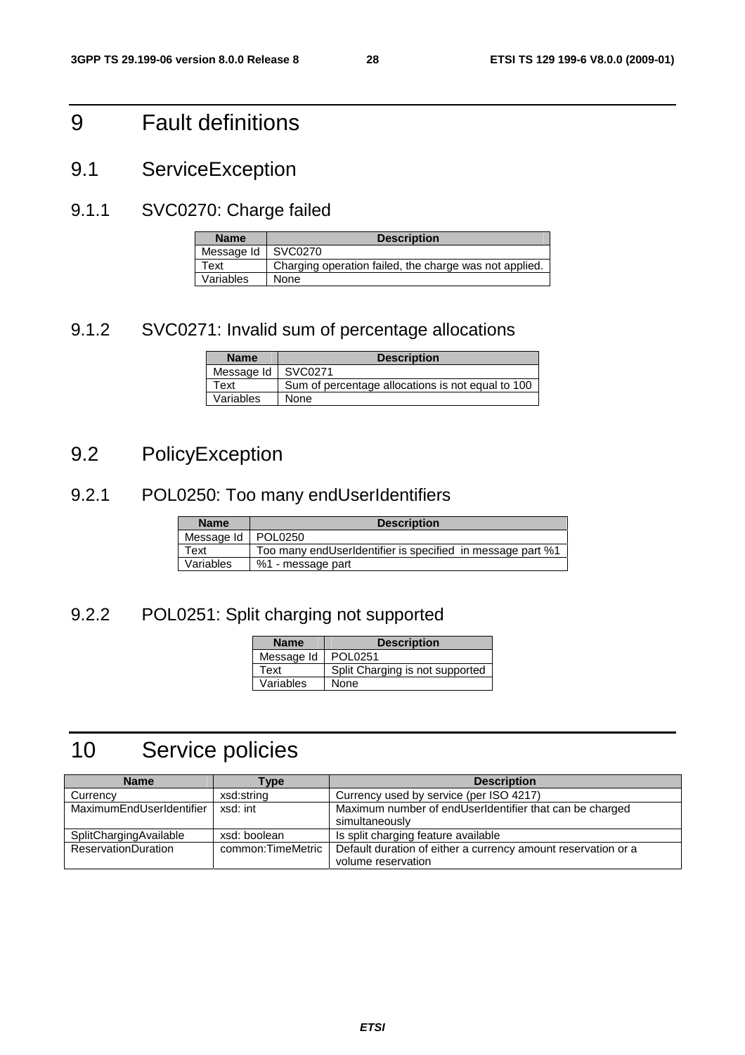# 9 Fault definitions

## 9.1 ServiceException

### 9.1.1 SVC0270: Charge failed

| Name | Description |
|---|---|
| Message Id | SVC0270 |
| Text | Charging operation failed, the charge was not applied. |
| Variables | None |

### 9.1.2 SVC0271: Invalid sum of percentage allocations

| Name | Description |
|---|---|
| Message Id | SVC0271 |
| Text | Sum of percentage allocations is not equal to 100 |
| Variables | None |

## 9.2 PolicyException

### 9.2.1 POL0250: Too many endUserIdentifiers

| Name | Description |
|---|---|
| Message Id | POL0250 |
| Text | Too many endUserIdentifier is specified in message part %1 |
| Variables | %1 - message part |

### 9.2.2 POL0251: Split charging not supported

| Name | Description |
|---|---|
| Message Id | POL0251 |
| Text | Split Charging is not supported |
| Variables | None |

# 10 Service policies

| Name | Type | Description |
|---|---|---|
| Currency | xsd:string | Currency used by service (per ISO 4217) |
| MaximumEndUserIdentifier | xsd: int | Maximum number of endUserIdentifier that can be charged simultaneously |
| SplitChargingAvailable | xsd: boolean | Is split charging feature available |
| ReservationDuration | common:TimeMetric | Default duration of either a currency amount reservation or a volume reservation |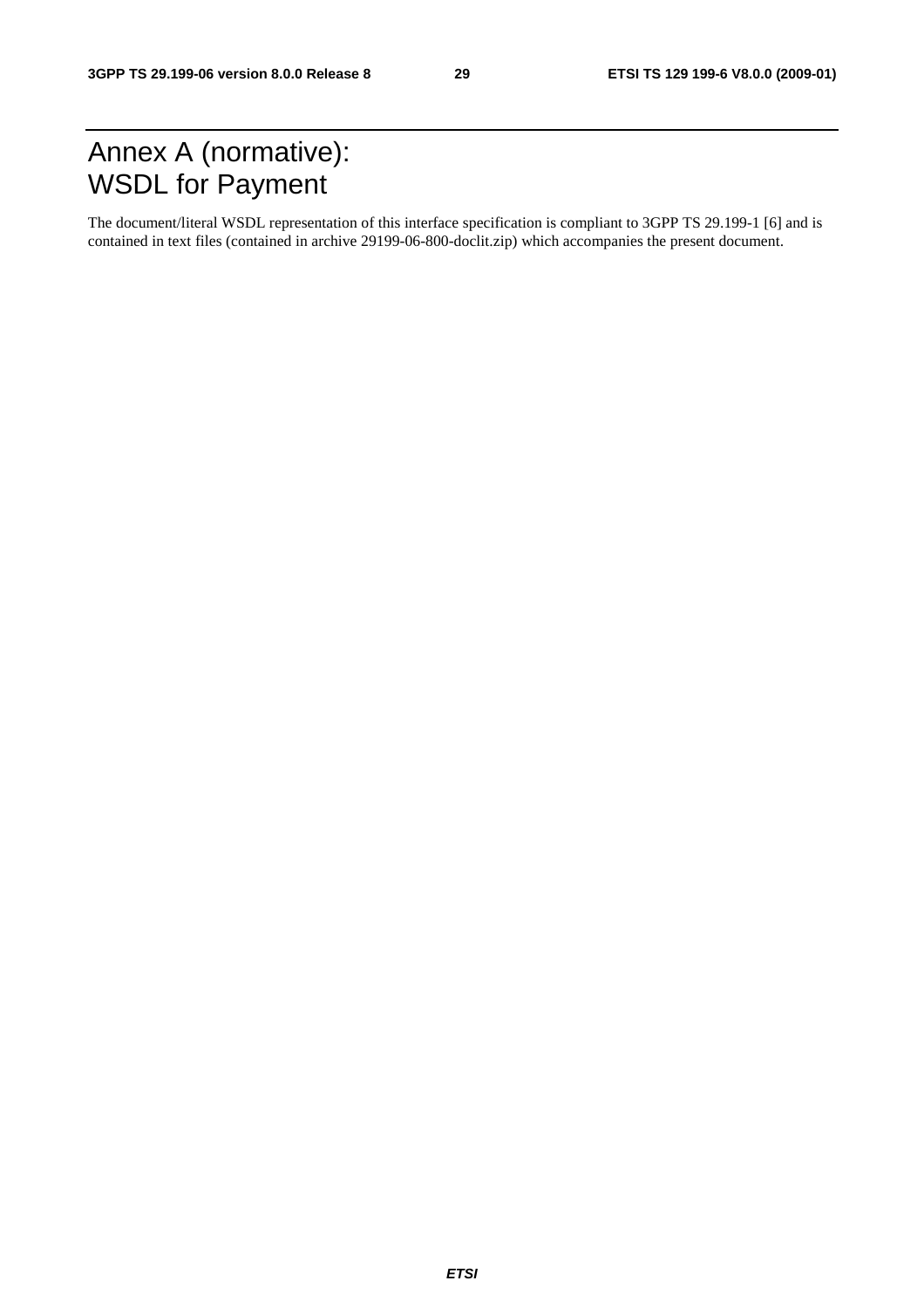# Annex A (normative): WSDL for Payment

The document/literal WSDL representation of this interface specification is compliant to 3GPP TS 29.199-1 [6] and is contained in text files (contained in archive 29199-06-800-doclit.zip) which accompanies the present document.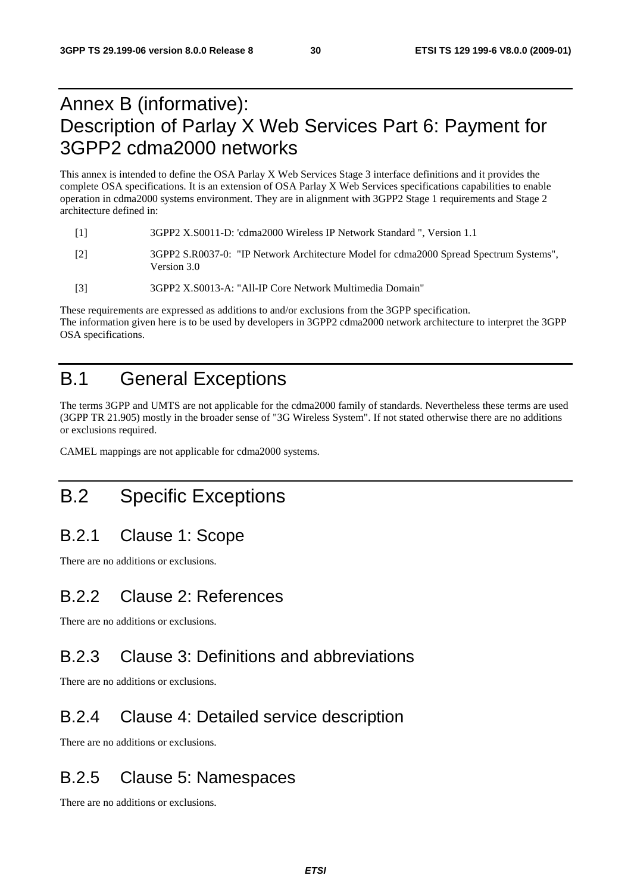# Annex B (informative): Description of Parlay X Web Services Part 6: Payment for 3GPP2 cdma2000 networks

This annex is intended to define the OSA Parlay X Web Services Stage 3 interface definitions and it provides the complete OSA specifications. It is an extension of OSA Parlay X Web Services specifications capabilities to enable operation in cdma2000 systems environment. They are in alignment with 3GPP2 Stage 1 requirements and Stage 2 architecture defined in:

[1] 3GPP2 X.S0011-D: 'cdma2000 Wireless IP Network Standard ", Version 1.1

[2] 3GPP2 S.R0037-0: "IP Network Architecture Model for cdma2000 Spread Spectrum Systems", Version 3.0

[3] 3GPP2 X.S0013-A: "All-IP Core Network Multimedia Domain"

These requirements are expressed as additions to and/or exclusions from the 3GPP specification.
The information given here is to be used by developers in 3GPP2 cdma2000 network architecture to interpret the 3GPP OSA specifications.

# B.1 General Exceptions

The terms 3GPP and UMTS are not applicable for the cdma2000 family of standards. Nevertheless these terms are used (3GPP TR 21.905) mostly in the broader sense of "3G Wireless System". If not stated otherwise there are no additions or exclusions required.

CAMEL mappings are not applicable for cdma2000 systems.

# B.2 Specific Exceptions

## B.2.1 Clause 1: Scope

There are no additions or exclusions.

## B.2.2 Clause 2: References

There are no additions or exclusions.

## B.2.3 Clause 3: Definitions and abbreviations

There are no additions or exclusions.

## B.2.4 Clause 4: Detailed service description

There are no additions or exclusions.

## B.2.5 Clause 5: Namespaces

There are no additions or exclusions.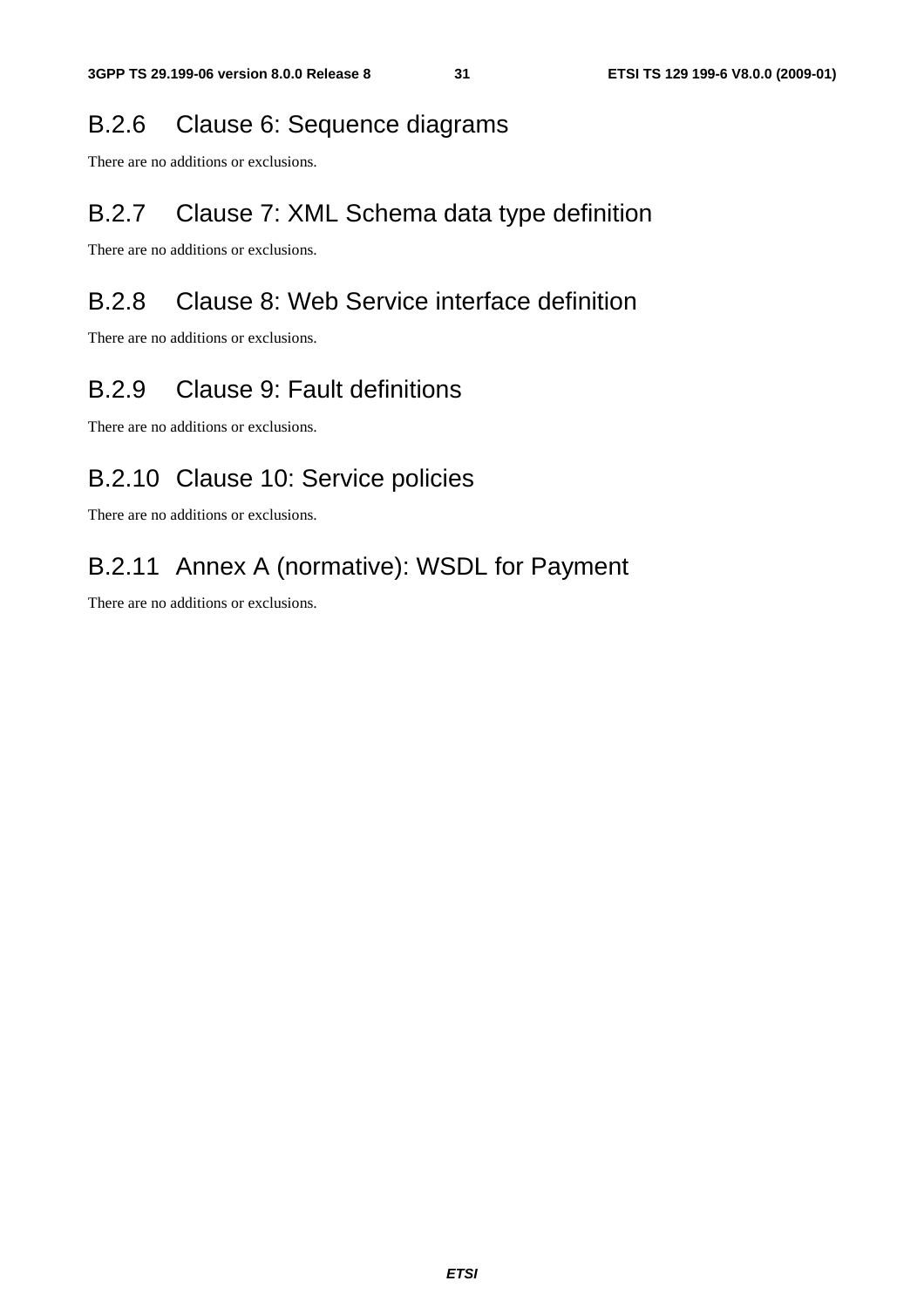### B.2.6 Clause 6: Sequence diagrams

There are no additions or exclusions.

### B.2.7 Clause 7: XML Schema data type definition

There are no additions or exclusions.

### B.2.8 Clause 8: Web Service interface definition

There are no additions or exclusions.

### B.2.9 Clause 9: Fault definitions

There are no additions or exclusions.

### B.2.10 Clause 10: Service policies

There are no additions or exclusions.

### B.2.11 Annex A (normative): WSDL for Payment

There are no additions or exclusions.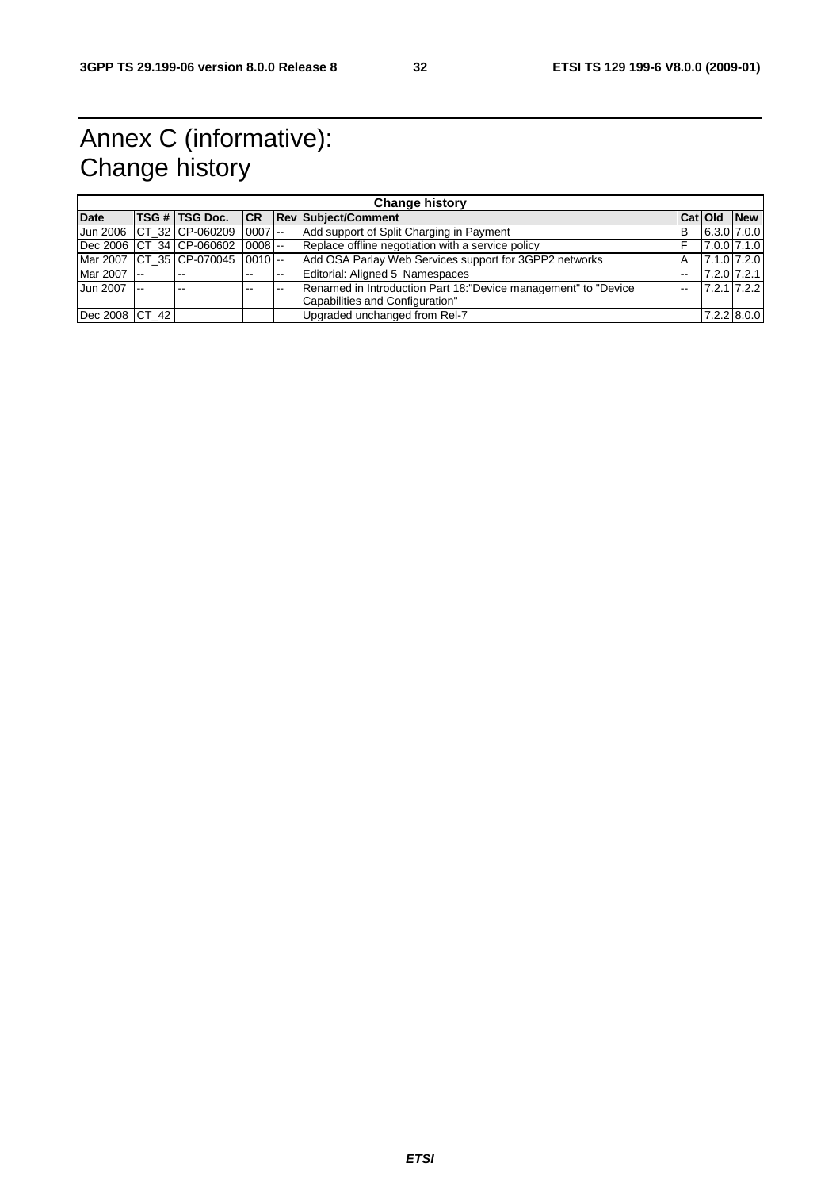# Annex C (informative): Change history

| Change history | | | | | | | | |
|---|---|---|---|---|---|---|---|---|
| **Date** | **TSG #** | **TSG Doc.** | **CR** | **Rev** | **Subject/Comment** | **Cat** | **Old** | **New** |
| Jun 2006 | CT_32 | CP-060209 | 0007 | -- | Add support of Split Charging in Payment | B | 6.3.0 | 7.0.0 |
| Dec 2006 | CT_34 | CP-060602 | 0008 | -- | Replace offline negotiation with a service policy | F | 7.0.0 | 7.1.0 |
| Mar 2007 | CT_35 | CP-070045 | 0010 | -- | Add OSA Parlay Web Services support for 3GPP2 networks | A | 7.1.0 | 7.2.0 |
| Mar 2007 | -- | -- | -- | -- | Editorial: Aligned 5 Namespaces | -- | 7.2.0 | 7.2.1 |
| Jun 2007 | -- | -- | -- | -- | Renamed in Introduction Part 18:"Device management" to "Device Capabilities and Configuration" | -- | 7.2.1 | 7.2.2 |
| Dec 2008 | CT_42 | | | | Upgraded unchanged from Rel-7 | | 7.2.2 | 8.0.0 |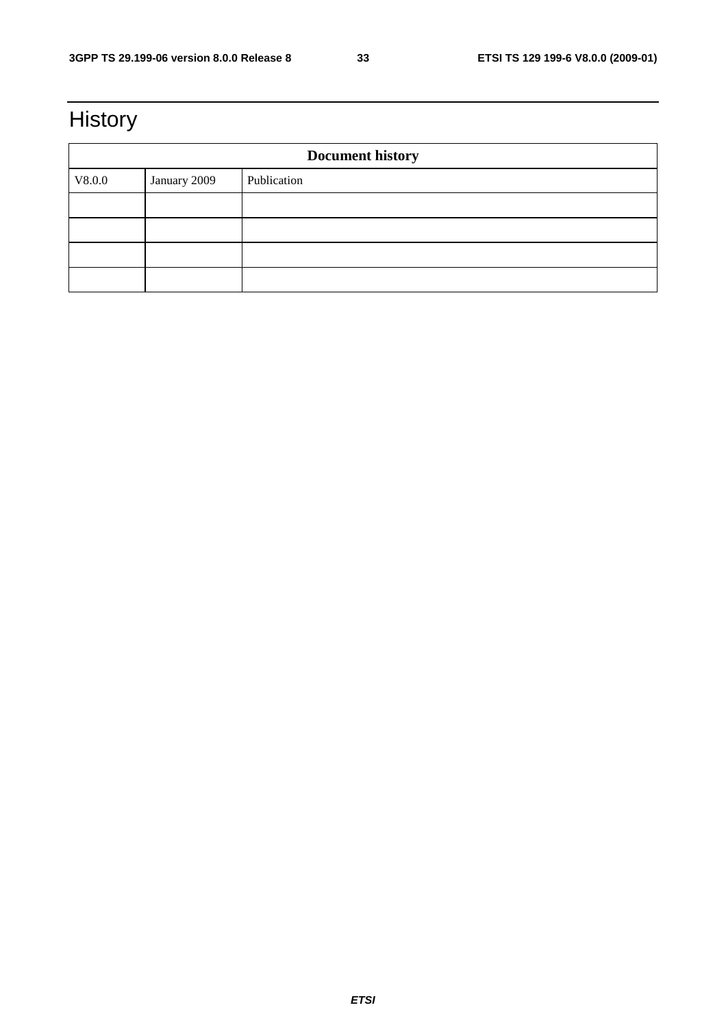# History

| Document history | | |
|---|---|---|
| V8.0.0 | January 2009 | Publication |
| | | |
| | | |
| | | |
| | | |